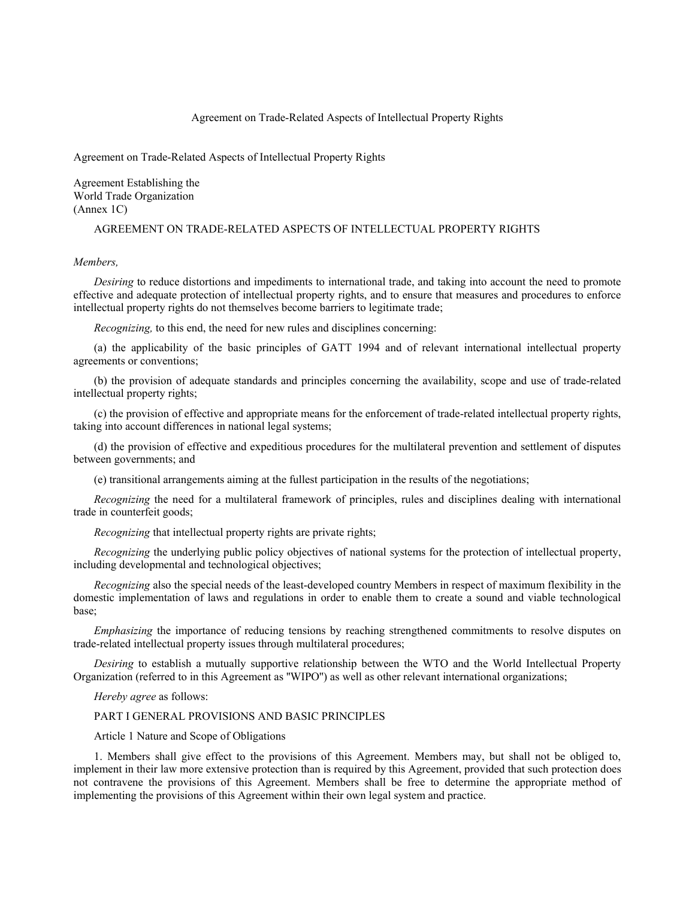Agreement on Trade-Related Aspects of Intellectual Property Rights

Agreement on Trade-Related Aspects of Intellectual Property Rights

Agreement Establishing the
World Trade Organization
(Annex 1C)

# AGREEMENT ON TRADE-RELATED ASPECTS OF INTELLECTUAL PROPERTY RIGHTS

*Members,*

*Desiring* to reduce distortions and impediments to international trade, and taking into account the need to promote effective and adequate protection of intellectual property rights, and to ensure that measures and procedures to enforce intellectual property rights do not themselves become barriers to legitimate trade;

*Recognizing,* to this end, the need for new rules and disciplines concerning:

(a) the applicability of the basic principles of GATT 1994 and of relevant international intellectual property agreements or conventions;

(b) the provision of adequate standards and principles concerning the availability, scope and use of trade-related intellectual property rights;

(c) the provision of effective and appropriate means for the enforcement of trade-related intellectual property rights, taking into account differences in national legal systems;

(d) the provision of effective and expeditious procedures for the multilateral prevention and settlement of disputes between governments; and

(e) transitional arrangements aiming at the fullest participation in the results of the negotiations;

*Recognizing* the need for a multilateral framework of principles, rules and disciplines dealing with international trade in counterfeit goods;

*Recognizing* that intellectual property rights are private rights;

*Recognizing* the underlying public policy objectives of national systems for the protection of intellectual property, including developmental and technological objectives;

*Recognizing* also the special needs of the least-developed country Members in respect of maximum flexibility in the domestic implementation of laws and regulations in order to enable them to create a sound and viable technological base;

*Emphasizing* the importance of reducing tensions by reaching strengthened commitments to resolve disputes on trade-related intellectual property issues through multilateral procedures;

*Desiring* to establish a mutually supportive relationship between the WTO and the World Intellectual Property Organization (referred to in this Agreement as "WIPO") as well as other relevant international organizations;

*Hereby agree* as follows:

## PART I GENERAL PROVISIONS AND BASIC PRINCIPLES

### Article 1 Nature and Scope of Obligations

1. Members shall give effect to the provisions of this Agreement. Members may, but shall not be obliged to, implement in their law more extensive protection than is required by this Agreement, provided that such protection does not contravene the provisions of this Agreement. Members shall be free to determine the appropriate method of implementing the provisions of this Agreement within their own legal system and practice.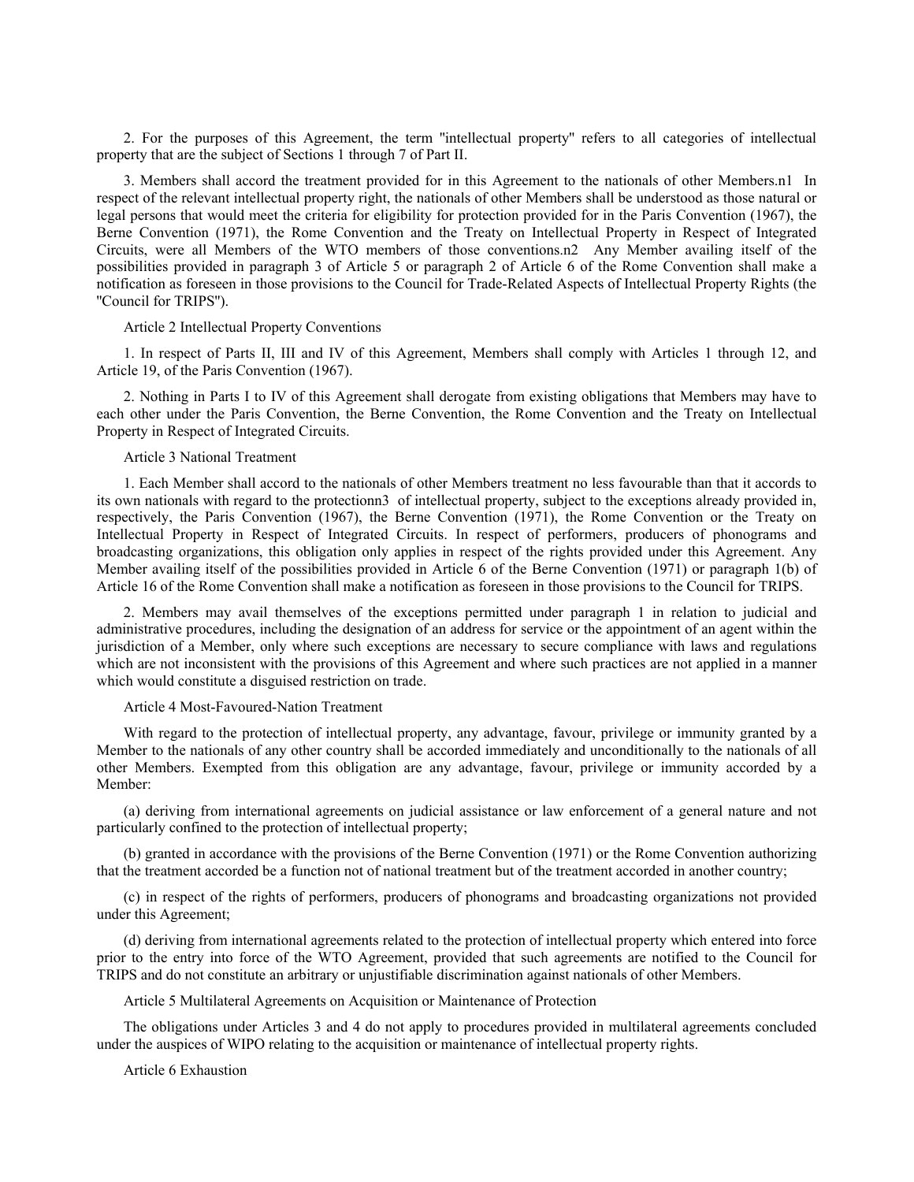2. For the purposes of this Agreement, the term "intellectual property" refers to all categories of intellectual property that are the subject of Sections 1 through 7 of Part II.

3. Members shall accord the treatment provided for in this Agreement to the nationals of other Members.n1 In respect of the relevant intellectual property right, the nationals of other Members shall be understood as those natural or legal persons that would meet the criteria for eligibility for protection provided for in the Paris Convention (1967), the Berne Convention (1971), the Rome Convention and the Treaty on Intellectual Property in Respect of Integrated Circuits, were all Members of the WTO members of those conventions.n2 Any Member availing itself of the possibilities provided in paragraph 3 of Article 5 or paragraph 2 of Article 6 of the Rome Convention shall make a notification as foreseen in those provisions to the Council for Trade-Related Aspects of Intellectual Property Rights (the "Council for TRIPS").

Article 2 Intellectual Property Conventions

1. In respect of Parts II, III and IV of this Agreement, Members shall comply with Articles 1 through 12, and Article 19, of the Paris Convention (1967).

2. Nothing in Parts I to IV of this Agreement shall derogate from existing obligations that Members may have to each other under the Paris Convention, the Berne Convention, the Rome Convention and the Treaty on Intellectual Property in Respect of Integrated Circuits.

Article 3 National Treatment

1. Each Member shall accord to the nationals of other Members treatment no less favourable than that it accords to its own nationals with regard to the protectionn3 of intellectual property, subject to the exceptions already provided in, respectively, the Paris Convention (1967), the Berne Convention (1971), the Rome Convention or the Treaty on Intellectual Property in Respect of Integrated Circuits. In respect of performers, producers of phonograms and broadcasting organizations, this obligation only applies in respect of the rights provided under this Agreement. Any Member availing itself of the possibilities provided in Article 6 of the Berne Convention (1971) or paragraph 1(b) of Article 16 of the Rome Convention shall make a notification as foreseen in those provisions to the Council for TRIPS.

2. Members may avail themselves of the exceptions permitted under paragraph 1 in relation to judicial and administrative procedures, including the designation of an address for service or the appointment of an agent within the jurisdiction of a Member, only where such exceptions are necessary to secure compliance with laws and regulations which are not inconsistent with the provisions of this Agreement and where such practices are not applied in a manner which would constitute a disguised restriction on trade.

Article 4 Most-Favoured-Nation Treatment

With regard to the protection of intellectual property, any advantage, favour, privilege or immunity granted by a Member to the nationals of any other country shall be accorded immediately and unconditionally to the nationals of all other Members. Exempted from this obligation are any advantage, favour, privilege or immunity accorded by a Member:

(a) deriving from international agreements on judicial assistance or law enforcement of a general nature and not particularly confined to the protection of intellectual property;

(b) granted in accordance with the provisions of the Berne Convention (1971) or the Rome Convention authorizing that the treatment accorded be a function not of national treatment but of the treatment accorded in another country;

(c) in respect of the rights of performers, producers of phonograms and broadcasting organizations not provided under this Agreement;

(d) deriving from international agreements related to the protection of intellectual property which entered into force prior to the entry into force of the WTO Agreement, provided that such agreements are notified to the Council for TRIPS and do not constitute an arbitrary or unjustifiable discrimination against nationals of other Members.

Article 5 Multilateral Agreements on Acquisition or Maintenance of Protection

The obligations under Articles 3 and 4 do not apply to procedures provided in multilateral agreements concluded under the auspices of WIPO relating to the acquisition or maintenance of intellectual property rights.

Article 6 Exhaustion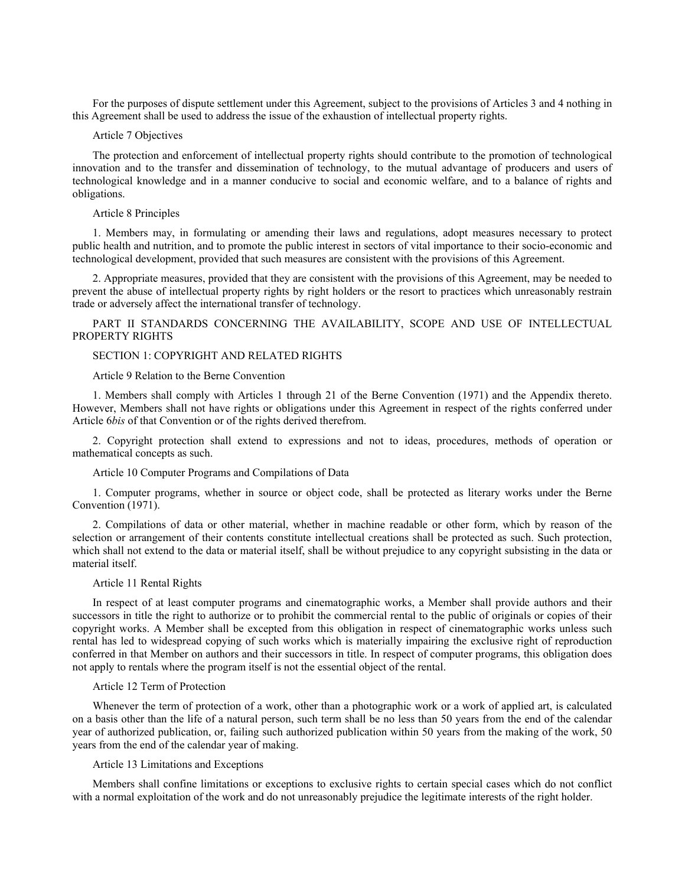For the purposes of dispute settlement under this Agreement, subject to the provisions of Articles 3 and 4 nothing in this Agreement shall be used to address the issue of the exhaustion of intellectual property rights.

### Article 7 Objectives

The protection and enforcement of intellectual property rights should contribute to the promotion of technological innovation and to the transfer and dissemination of technology, to the mutual advantage of producers and users of technological knowledge and in a manner conducive to social and economic welfare, and to a balance of rights and obligations.

### Article 8 Principles

1. Members may, in formulating or amending their laws and regulations, adopt measures necessary to protect public health and nutrition, and to promote the public interest in sectors of vital importance to their socio-economic and technological development, provided that such measures are consistent with the provisions of this Agreement.

2. Appropriate measures, provided that they are consistent with the provisions of this Agreement, may be needed to prevent the abuse of intellectual property rights by right holders or the resort to practices which unreasonably restrain trade or adversely affect the international transfer of technology.

# PART II STANDARDS CONCERNING THE AVAILABILITY, SCOPE AND USE OF INTELLECTUAL PROPERTY RIGHTS

## SECTION 1: COPYRIGHT AND RELATED RIGHTS

### Article 9 Relation to the Berne Convention

1. Members shall comply with Articles 1 through 21 of the Berne Convention (1971) and the Appendix thereto. However, Members shall not have rights or obligations under this Agreement in respect of the rights conferred under Article 6*bis* of that Convention or of the rights derived therefrom.

2. Copyright protection shall extend to expressions and not to ideas, procedures, methods of operation or mathematical concepts as such.

### Article 10 Computer Programs and Compilations of Data

1. Computer programs, whether in source or object code, shall be protected as literary works under the Berne Convention (1971).

2. Compilations of data or other material, whether in machine readable or other form, which by reason of the selection or arrangement of their contents constitute intellectual creations shall be protected as such. Such protection, which shall not extend to the data or material itself, shall be without prejudice to any copyright subsisting in the data or material itself.

### Article 11 Rental Rights

In respect of at least computer programs and cinematographic works, a Member shall provide authors and their successors in title the right to authorize or to prohibit the commercial rental to the public of originals or copies of their copyright works. A Member shall be excepted from this obligation in respect of cinematographic works unless such rental has led to widespread copying of such works which is materially impairing the exclusive right of reproduction conferred in that Member on authors and their successors in title. In respect of computer programs, this obligation does not apply to rentals where the program itself is not the essential object of the rental.

### Article 12 Term of Protection

Whenever the term of protection of a work, other than a photographic work or a work of applied art, is calculated on a basis other than the life of a natural person, such term shall be no less than 50 years from the end of the calendar year of authorized publication, or, failing such authorized publication within 50 years from the making of the work, 50 years from the end of the calendar year of making.

### Article 13 Limitations and Exceptions

Members shall confine limitations or exceptions to exclusive rights to certain special cases which do not conflict with a normal exploitation of the work and do not unreasonably prejudice the legitimate interests of the right holder.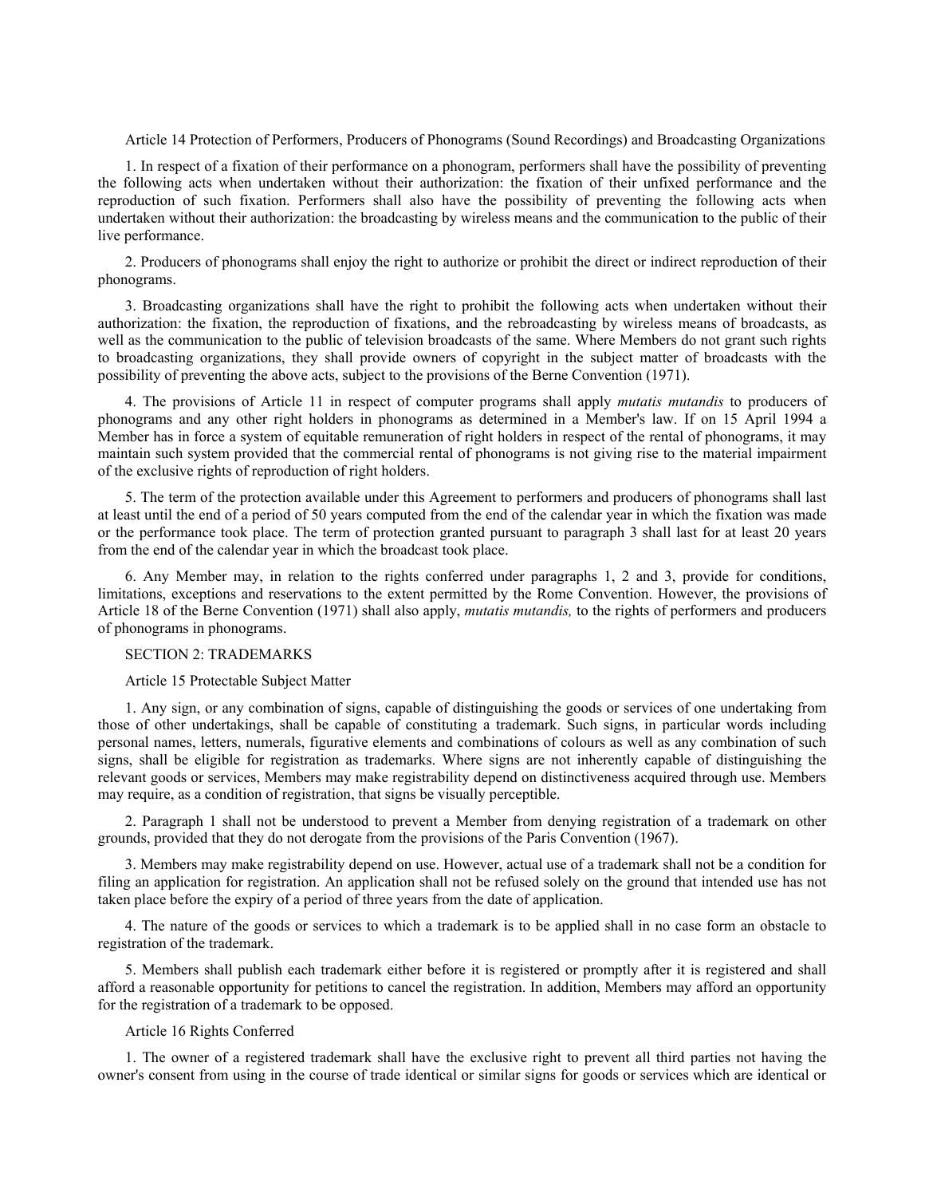Article 14 Protection of Performers, Producers of Phonograms (Sound Recordings) and Broadcasting Organizations

1. In respect of a fixation of their performance on a phonogram, performers shall have the possibility of preventing the following acts when undertaken without their authorization: the fixation of their unfixed performance and the reproduction of such fixation. Performers shall also have the possibility of preventing the following acts when undertaken without their authorization: the broadcasting by wireless means and the communication to the public of their live performance.

2. Producers of phonograms shall enjoy the right to authorize or prohibit the direct or indirect reproduction of their phonograms.

3. Broadcasting organizations shall have the right to prohibit the following acts when undertaken without their authorization: the fixation, the reproduction of fixations, and the rebroadcasting by wireless means of broadcasts, as well as the communication to the public of television broadcasts of the same. Where Members do not grant such rights to broadcasting organizations, they shall provide owners of copyright in the subject matter of broadcasts with the possibility of preventing the above acts, subject to the provisions of the Berne Convention (1971).

4. The provisions of Article 11 in respect of computer programs shall apply *mutatis mutandis* to producers of phonograms and any other right holders in phonograms as determined in a Member's law. If on 15 April 1994 a Member has in force a system of equitable remuneration of right holders in respect of the rental of phonograms, it may maintain such system provided that the commercial rental of phonograms is not giving rise to the material impairment of the exclusive rights of reproduction of right holders.

5. The term of the protection available under this Agreement to performers and producers of phonograms shall last at least until the end of a period of 50 years computed from the end of the calendar year in which the fixation was made or the performance took place. The term of protection granted pursuant to paragraph 3 shall last for at least 20 years from the end of the calendar year in which the broadcast took place.

6. Any Member may, in relation to the rights conferred under paragraphs 1, 2 and 3, provide for conditions, limitations, exceptions and reservations to the extent permitted by the Rome Convention. However, the provisions of Article 18 of the Berne Convention (1971) shall also apply, *mutatis mutandis,* to the rights of performers and producers of phonograms in phonograms.

SECTION 2: TRADEMARKS

Article 15 Protectable Subject Matter

1. Any sign, or any combination of signs, capable of distinguishing the goods or services of one undertaking from those of other undertakings, shall be capable of constituting a trademark. Such signs, in particular words including personal names, letters, numerals, figurative elements and combinations of colours as well as any combination of such signs, shall be eligible for registration as trademarks. Where signs are not inherently capable of distinguishing the relevant goods or services, Members may make registrability depend on distinctiveness acquired through use. Members may require, as a condition of registration, that signs be visually perceptible.

2. Paragraph 1 shall not be understood to prevent a Member from denying registration of a trademark on other grounds, provided that they do not derogate from the provisions of the Paris Convention (1967).

3. Members may make registrability depend on use. However, actual use of a trademark shall not be a condition for filing an application for registration. An application shall not be refused solely on the ground that intended use has not taken place before the expiry of a period of three years from the date of application.

4. The nature of the goods or services to which a trademark is to be applied shall in no case form an obstacle to registration of the trademark.

5. Members shall publish each trademark either before it is registered or promptly after it is registered and shall afford a reasonable opportunity for petitions to cancel the registration. In addition, Members may afford an opportunity for the registration of a trademark to be opposed.

Article 16 Rights Conferred

1. The owner of a registered trademark shall have the exclusive right to prevent all third parties not having the owner's consent from using in the course of trade identical or similar signs for goods or services which are identical or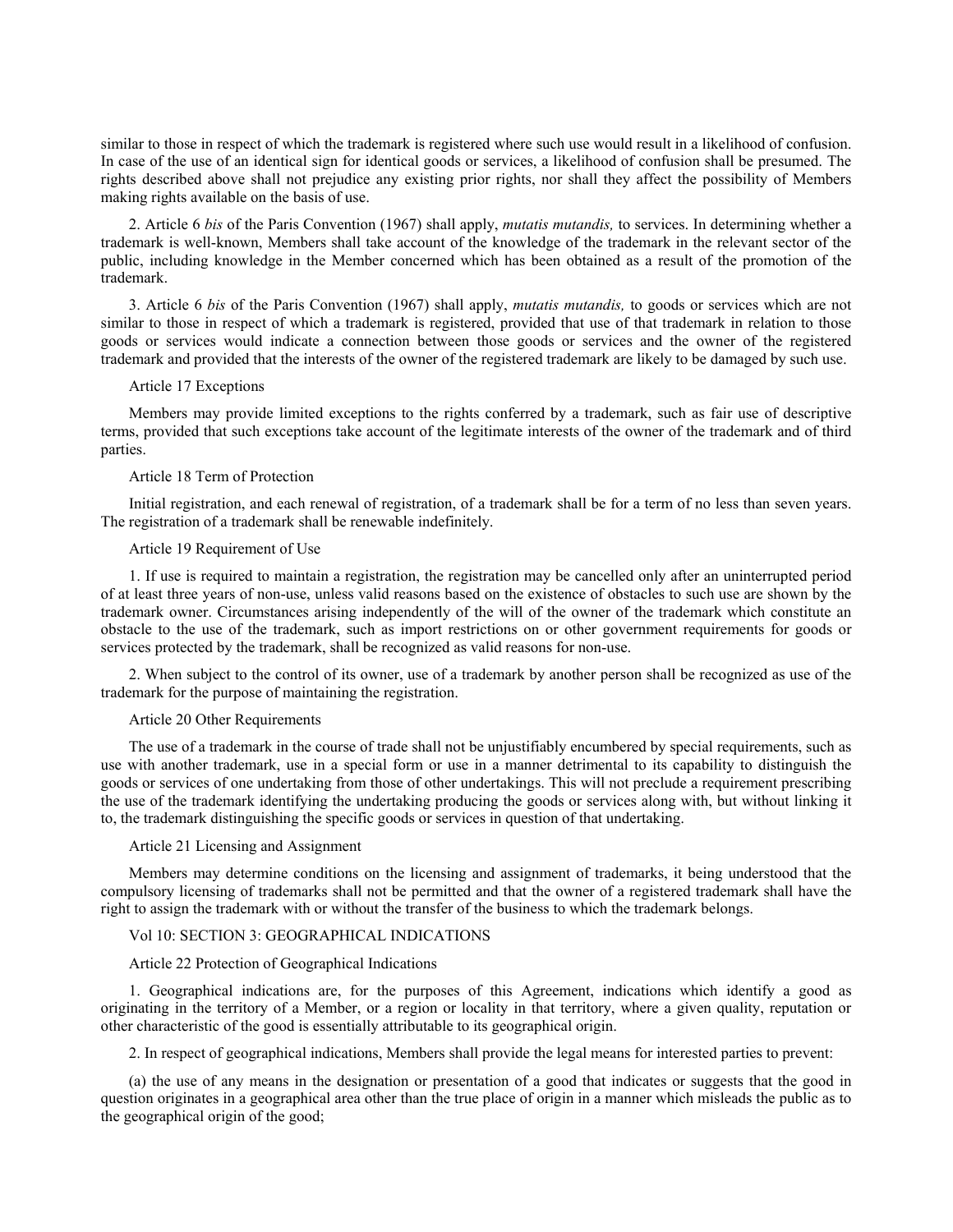similar to those in respect of which the trademark is registered where such use would result in a likelihood of confusion. In case of the use of an identical sign for identical goods or services, a likelihood of confusion shall be presumed. The rights described above shall not prejudice any existing prior rights, nor shall they affect the possibility of Members making rights available on the basis of use.

2. Article 6 *bis* of the Paris Convention (1967) shall apply, *mutatis mutandis,* to services. In determining whether a trademark is well-known, Members shall take account of the knowledge of the trademark in the relevant sector of the public, including knowledge in the Member concerned which has been obtained as a result of the promotion of the trademark.

3. Article 6 *bis* of the Paris Convention (1967) shall apply, *mutatis mutandis,* to goods or services which are not similar to those in respect of which a trademark is registered, provided that use of that trademark in relation to those goods or services would indicate a connection between those goods or services and the owner of the registered trademark and provided that the interests of the owner of the registered trademark are likely to be damaged by such use.

Article 17 Exceptions

Members may provide limited exceptions to the rights conferred by a trademark, such as fair use of descriptive terms, provided that such exceptions take account of the legitimate interests of the owner of the trademark and of third parties.

Article 18 Term of Protection

Initial registration, and each renewal of registration, of a trademark shall be for a term of no less than seven years. The registration of a trademark shall be renewable indefinitely.

Article 19 Requirement of Use

1. If use is required to maintain a registration, the registration may be cancelled only after an uninterrupted period of at least three years of non-use, unless valid reasons based on the existence of obstacles to such use are shown by the trademark owner. Circumstances arising independently of the will of the owner of the trademark which constitute an obstacle to the use of the trademark, such as import restrictions on or other government requirements for goods or services protected by the trademark, shall be recognized as valid reasons for non-use.

2. When subject to the control of its owner, use of a trademark by another person shall be recognized as use of the trademark for the purpose of maintaining the registration.

Article 20 Other Requirements

The use of a trademark in the course of trade shall not be unjustifiably encumbered by special requirements, such as use with another trademark, use in a special form or use in a manner detrimental to its capability to distinguish the goods or services of one undertaking from those of other undertakings. This will not preclude a requirement prescribing the use of the trademark identifying the undertaking producing the goods or services along with, but without linking it to, the trademark distinguishing the specific goods or services in question of that undertaking.

Article 21 Licensing and Assignment

Members may determine conditions on the licensing and assignment of trademarks, it being understood that the compulsory licensing of trademarks shall not be permitted and that the owner of a registered trademark shall have the right to assign the trademark with or without the transfer of the business to which the trademark belongs.

Vol 10: SECTION 3: GEOGRAPHICAL INDICATIONS

Article 22 Protection of Geographical Indications

1. Geographical indications are, for the purposes of this Agreement, indications which identify a good as originating in the territory of a Member, or a region or locality in that territory, where a given quality, reputation or other characteristic of the good is essentially attributable to its geographical origin.

2. In respect of geographical indications, Members shall provide the legal means for interested parties to prevent:

(a) the use of any means in the designation or presentation of a good that indicates or suggests that the good in question originates in a geographical area other than the true place of origin in a manner which misleads the public as to the geographical origin of the good;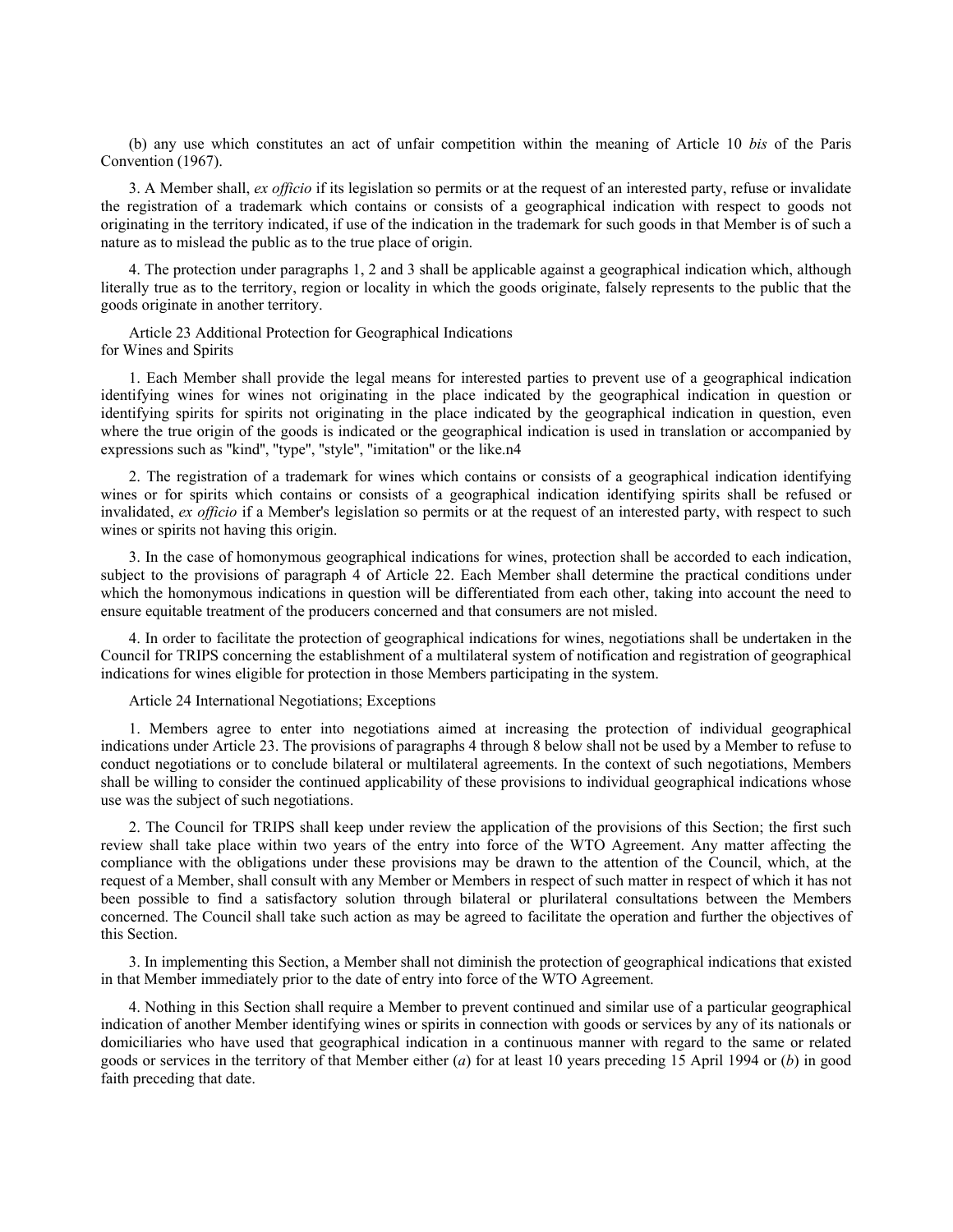(b) any use which constitutes an act of unfair competition within the meaning of Article 10 *bis* of the Paris Convention (1967).

3. A Member shall, *ex officio* if its legislation so permits or at the request of an interested party, refuse or invalidate the registration of a trademark which contains or consists of a geographical indication with respect to goods not originating in the territory indicated, if use of the indication in the trademark for such goods in that Member is of such a nature as to mislead the public as to the true place of origin.

4. The protection under paragraphs 1, 2 and 3 shall be applicable against a geographical indication which, although literally true as to the territory, region or locality in which the goods originate, falsely represents to the public that the goods originate in another territory.

Article 23 Additional Protection for Geographical Indications for Wines and Spirits

1. Each Member shall provide the legal means for interested parties to prevent use of a geographical indication identifying wines for wines not originating in the place indicated by the geographical indication in question or identifying spirits for spirits not originating in the place indicated by the geographical indication in question, even where the true origin of the goods is indicated or the geographical indication is used in translation or accompanied by expressions such as "kind", "type", "style", "imitation" or the like.n4

2. The registration of a trademark for wines which contains or consists of a geographical indication identifying wines or for spirits which contains or consists of a geographical indication identifying spirits shall be refused or invalidated, *ex officio* if a Member's legislation so permits or at the request of an interested party, with respect to such wines or spirits not having this origin.

3. In the case of homonymous geographical indications for wines, protection shall be accorded to each indication, subject to the provisions of paragraph 4 of Article 22. Each Member shall determine the practical conditions under which the homonymous indications in question will be differentiated from each other, taking into account the need to ensure equitable treatment of the producers concerned and that consumers are not misled.

4. In order to facilitate the protection of geographical indications for wines, negotiations shall be undertaken in the Council for TRIPS concerning the establishment of a multilateral system of notification and registration of geographical indications for wines eligible for protection in those Members participating in the system.

Article 24 International Negotiations; Exceptions

1. Members agree to enter into negotiations aimed at increasing the protection of individual geographical indications under Article 23. The provisions of paragraphs 4 through 8 below shall not be used by a Member to refuse to conduct negotiations or to conclude bilateral or multilateral agreements. In the context of such negotiations, Members shall be willing to consider the continued applicability of these provisions to individual geographical indications whose use was the subject of such negotiations.

2. The Council for TRIPS shall keep under review the application of the provisions of this Section; the first such review shall take place within two years of the entry into force of the WTO Agreement. Any matter affecting the compliance with the obligations under these provisions may be drawn to the attention of the Council, which, at the request of a Member, shall consult with any Member or Members in respect of such matter in respect of which it has not been possible to find a satisfactory solution through bilateral or plurilateral consultations between the Members concerned. The Council shall take such action as may be agreed to facilitate the operation and further the objectives of this Section.

3. In implementing this Section, a Member shall not diminish the protection of geographical indications that existed in that Member immediately prior to the date of entry into force of the WTO Agreement.

4. Nothing in this Section shall require a Member to prevent continued and similar use of a particular geographical indication of another Member identifying wines or spirits in connection with goods or services by any of its nationals or domiciliaries who have used that geographical indication in a continuous manner with regard to the same or related goods or services in the territory of that Member either (*a*) for at least 10 years preceding 15 April 1994 or (*b*) in good faith preceding that date.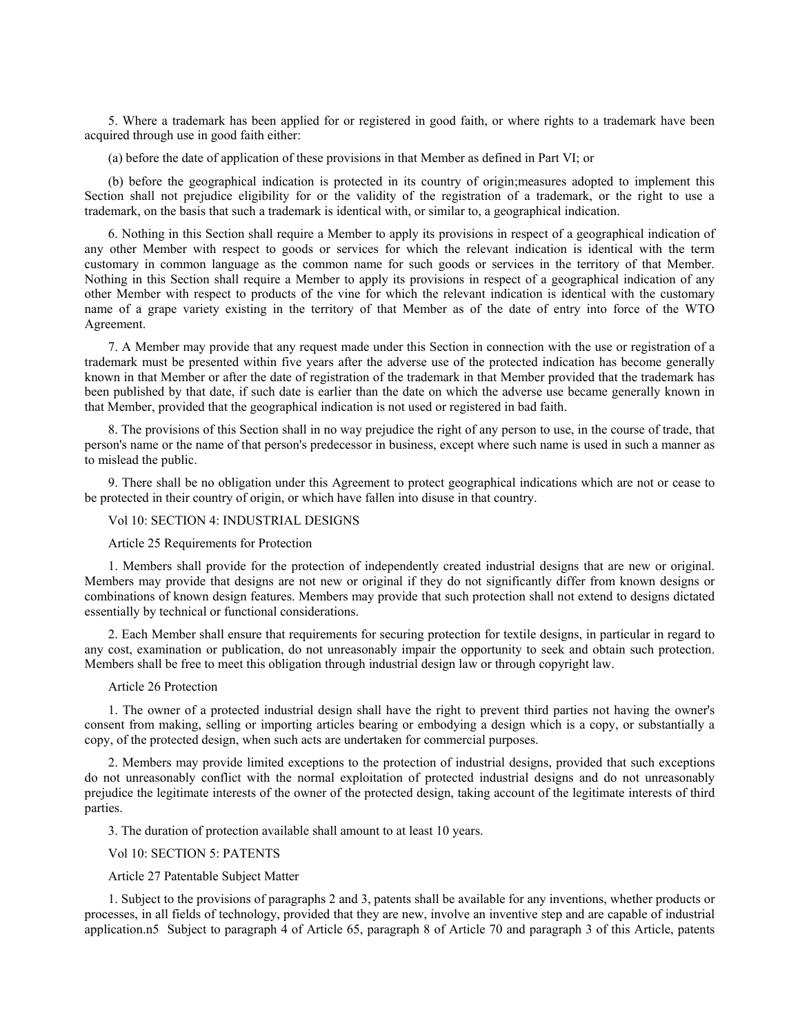5. Where a trademark has been applied for or registered in good faith, or where rights to a trademark have been acquired through use in good faith either:

(a) before the date of application of these provisions in that Member as defined in Part VI; or

(b) before the geographical indication is protected in its country of origin;measures adopted to implement this Section shall not prejudice eligibility for or the validity of the registration of a trademark, or the right to use a trademark, on the basis that such a trademark is identical with, or similar to, a geographical indication.

6. Nothing in this Section shall require a Member to apply its provisions in respect of a geographical indication of any other Member with respect to goods or services for which the relevant indication is identical with the term customary in common language as the common name for such goods or services in the territory of that Member. Nothing in this Section shall require a Member to apply its provisions in respect of a geographical indication of any other Member with respect to products of the vine for which the relevant indication is identical with the customary name of a grape variety existing in the territory of that Member as of the date of entry into force of the WTO Agreement.

7. A Member may provide that any request made under this Section in connection with the use or registration of a trademark must be presented within five years after the adverse use of the protected indication has become generally known in that Member or after the date of registration of the trademark in that Member provided that the trademark has been published by that date, if such date is earlier than the date on which the adverse use became generally known in that Member, provided that the geographical indication is not used or registered in bad faith.

8. The provisions of this Section shall in no way prejudice the right of any person to use, in the course of trade, that person's name or the name of that person's predecessor in business, except where such name is used in such a manner as to mislead the public.

9. There shall be no obligation under this Agreement to protect geographical indications which are not or cease to be protected in their country of origin, or which have fallen into disuse in that country.

## Vol 10: SECTION 4: INDUSTRIAL DESIGNS

### Article 25 Requirements for Protection

1. Members shall provide for the protection of independently created industrial designs that are new or original. Members may provide that designs are not new or original if they do not significantly differ from known designs or combinations of known design features. Members may provide that such protection shall not extend to designs dictated essentially by technical or functional considerations.

2. Each Member shall ensure that requirements for securing protection for textile designs, in particular in regard to any cost, examination or publication, do not unreasonably impair the opportunity to seek and obtain such protection. Members shall be free to meet this obligation through industrial design law or through copyright law.

### Article 26 Protection

1. The owner of a protected industrial design shall have the right to prevent third parties not having the owner's consent from making, selling or importing articles bearing or embodying a design which is a copy, or substantially a copy, of the protected design, when such acts are undertaken for commercial purposes.

2. Members may provide limited exceptions to the protection of industrial designs, provided that such exceptions do not unreasonably conflict with the normal exploitation of protected industrial designs and do not unreasonably prejudice the legitimate interests of the owner of the protected design, taking account of the legitimate interests of third parties.

3. The duration of protection available shall amount to at least 10 years.

## Vol 10: SECTION 5: PATENTS

### Article 27 Patentable Subject Matter

1. Subject to the provisions of paragraphs 2 and 3, patents shall be available for any inventions, whether products or processes, in all fields of technology, provided that they are new, involve an inventive step and are capable of industrial application.n5 Subject to paragraph 4 of Article 65, paragraph 8 of Article 70 and paragraph 3 of this Article, patents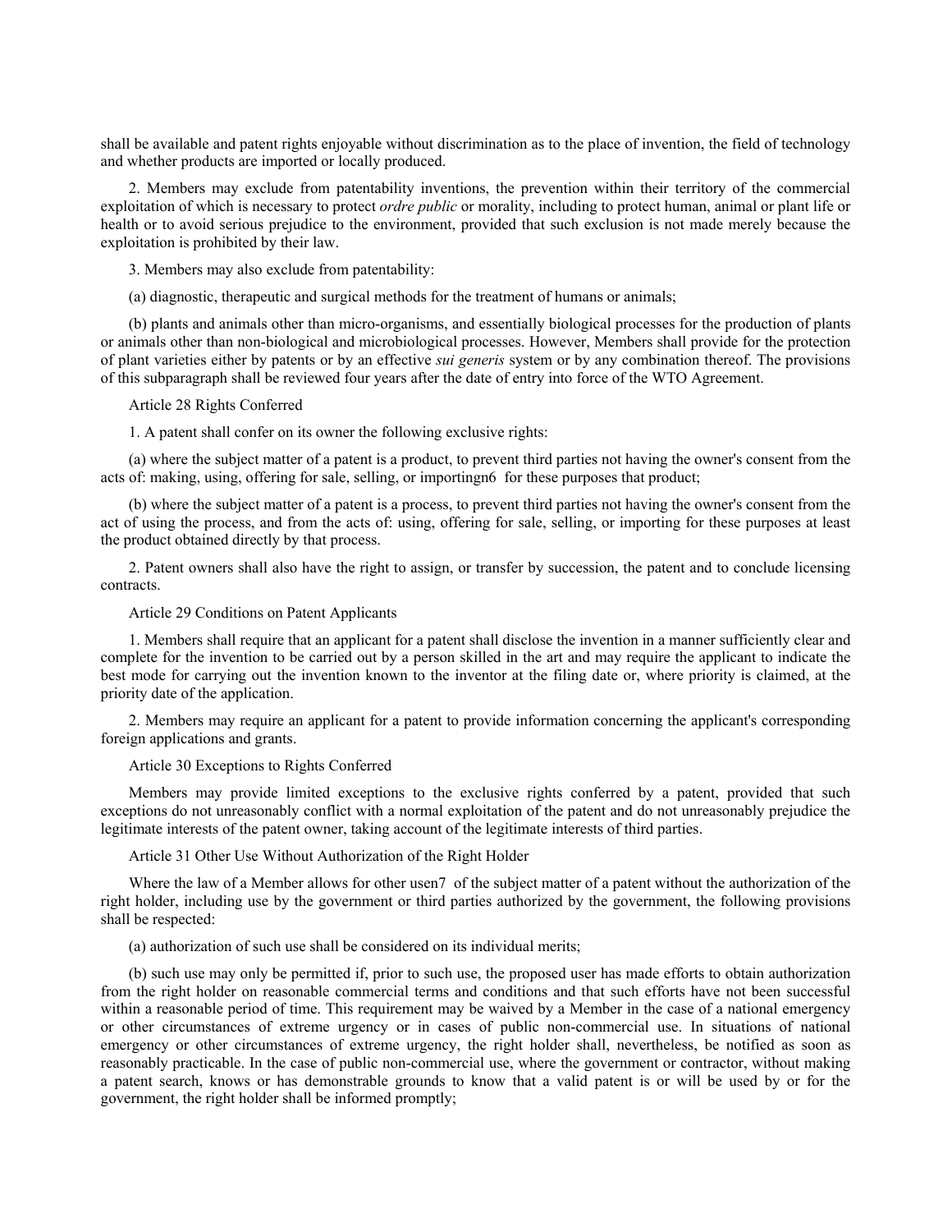shall be available and patent rights enjoyable without discrimination as to the place of invention, the field of technology and whether products are imported or locally produced.

2. Members may exclude from patentability inventions, the prevention within their territory of the commercial exploitation of which is necessary to protect *ordre public* or morality, including to protect human, animal or plant life or health or to avoid serious prejudice to the environment, provided that such exclusion is not made merely because the exploitation is prohibited by their law.

3. Members may also exclude from patentability:

(a) diagnostic, therapeutic and surgical methods for the treatment of humans or animals;

(b) plants and animals other than micro-organisms, and essentially biological processes for the production of plants or animals other than non-biological and microbiological processes. However, Members shall provide for the protection of plant varieties either by patents or by an effective *sui generis* system or by any combination thereof. The provisions of this subparagraph shall be reviewed four years after the date of entry into force of the WTO Agreement.

Article 28 Rights Conferred

1. A patent shall confer on its owner the following exclusive rights:

(a) where the subject matter of a patent is a product, to prevent third parties not having the owner's consent from the acts of: making, using, offering for sale, selling, or importingn6 for these purposes that product;

(b) where the subject matter of a patent is a process, to prevent third parties not having the owner's consent from the act of using the process, and from the acts of: using, offering for sale, selling, or importing for these purposes at least the product obtained directly by that process.

2. Patent owners shall also have the right to assign, or transfer by succession, the patent and to conclude licensing contracts.

Article 29 Conditions on Patent Applicants

1. Members shall require that an applicant for a patent shall disclose the invention in a manner sufficiently clear and complete for the invention to be carried out by a person skilled in the art and may require the applicant to indicate the best mode for carrying out the invention known to the inventor at the filing date or, where priority is claimed, at the priority date of the application.

2. Members may require an applicant for a patent to provide information concerning the applicant's corresponding foreign applications and grants.

Article 30 Exceptions to Rights Conferred

Members may provide limited exceptions to the exclusive rights conferred by a patent, provided that such exceptions do not unreasonably conflict with a normal exploitation of the patent and do not unreasonably prejudice the legitimate interests of the patent owner, taking account of the legitimate interests of third parties.

Article 31 Other Use Without Authorization of the Right Holder

Where the law of a Member allows for other usen7 of the subject matter of a patent without the authorization of the right holder, including use by the government or third parties authorized by the government, the following provisions shall be respected:

(a) authorization of such use shall be considered on its individual merits;

(b) such use may only be permitted if, prior to such use, the proposed user has made efforts to obtain authorization from the right holder on reasonable commercial terms and conditions and that such efforts have not been successful within a reasonable period of time. This requirement may be waived by a Member in the case of a national emergency or other circumstances of extreme urgency or in cases of public non-commercial use. In situations of national emergency or other circumstances of extreme urgency, the right holder shall, nevertheless, be notified as soon as reasonably practicable. In the case of public non-commercial use, where the government or contractor, without making a patent search, knows or has demonstrable grounds to know that a valid patent is or will be used by or for the government, the right holder shall be informed promptly;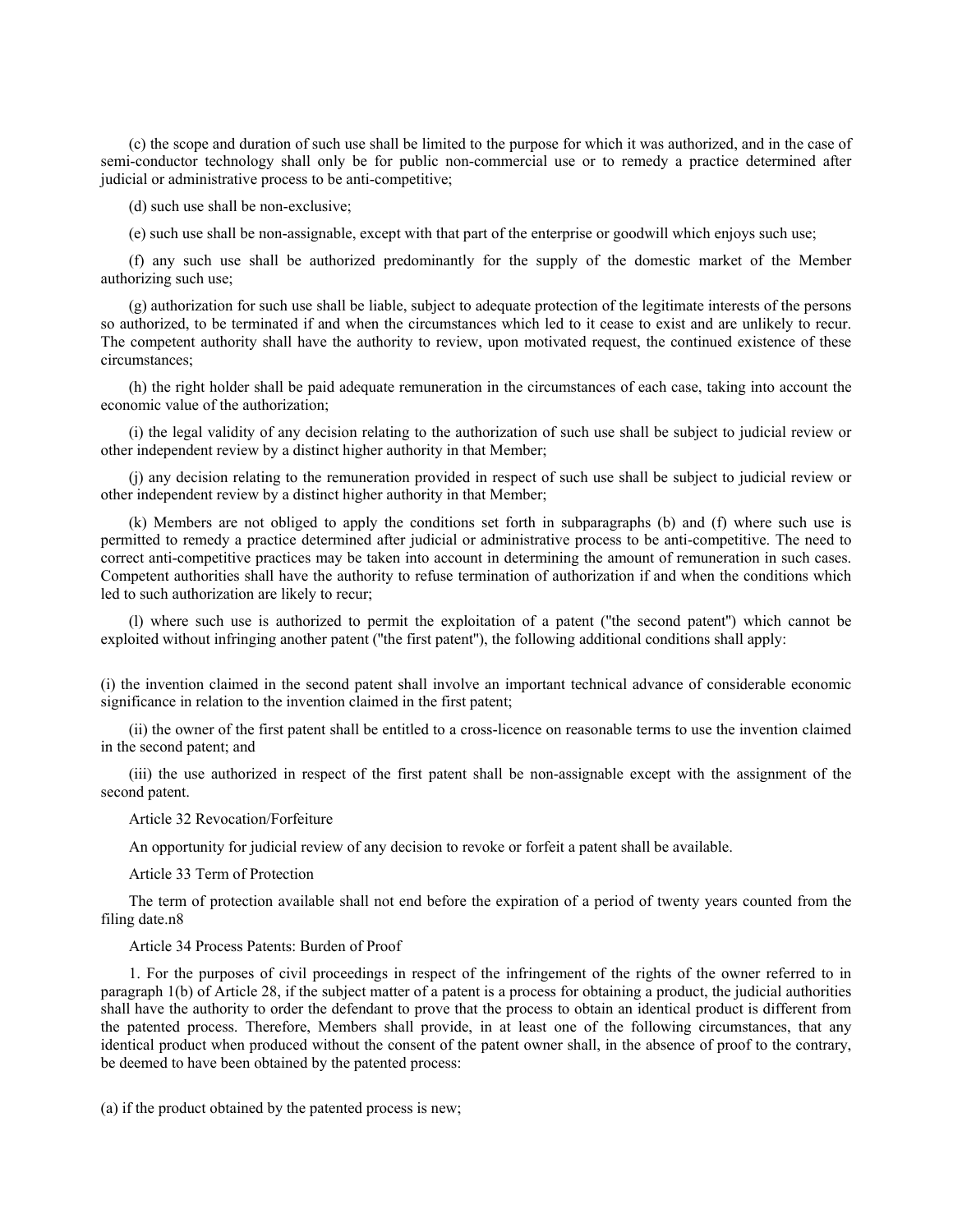(c) the scope and duration of such use shall be limited to the purpose for which it was authorized, and in the case of semi-conductor technology shall only be for public non-commercial use or to remedy a practice determined after judicial or administrative process to be anti-competitive;

(d) such use shall be non-exclusive;

(e) such use shall be non-assignable, except with that part of the enterprise or goodwill which enjoys such use;

(f) any such use shall be authorized predominantly for the supply of the domestic market of the Member authorizing such use;

(g) authorization for such use shall be liable, subject to adequate protection of the legitimate interests of the persons so authorized, to be terminated if and when the circumstances which led to it cease to exist and are unlikely to recur. The competent authority shall have the authority to review, upon motivated request, the continued existence of these circumstances;

(h) the right holder shall be paid adequate remuneration in the circumstances of each case, taking into account the economic value of the authorization;

(i) the legal validity of any decision relating to the authorization of such use shall be subject to judicial review or other independent review by a distinct higher authority in that Member;

(j) any decision relating to the remuneration provided in respect of such use shall be subject to judicial review or other independent review by a distinct higher authority in that Member;

(k) Members are not obliged to apply the conditions set forth in subparagraphs (b) and (f) where such use is permitted to remedy a practice determined after judicial or administrative process to be anti-competitive. The need to correct anti-competitive practices may be taken into account in determining the amount of remuneration in such cases. Competent authorities shall have the authority to refuse termination of authorization if and when the conditions which led to such authorization are likely to recur;

(l) where such use is authorized to permit the exploitation of a patent ("the second patent") which cannot be exploited without infringing another patent ("the first patent"), the following additional conditions shall apply:

(i) the invention claimed in the second patent shall involve an important technical advance of considerable economic significance in relation to the invention claimed in the first patent;

(ii) the owner of the first patent shall be entitled to a cross-licence on reasonable terms to use the invention claimed in the second patent; and

(iii) the use authorized in respect of the first patent shall be non-assignable except with the assignment of the second patent.

Article 32 Revocation/Forfeiture

An opportunity for judicial review of any decision to revoke or forfeit a patent shall be available.

Article 33 Term of Protection

The term of protection available shall not end before the expiration of a period of twenty years counted from the filing date.n8

Article 34 Process Patents: Burden of Proof

1. For the purposes of civil proceedings in respect of the infringement of the rights of the owner referred to in paragraph 1(b) of Article 28, if the subject matter of a patent is a process for obtaining a product, the judicial authorities shall have the authority to order the defendant to prove that the process to obtain an identical product is different from the patented process. Therefore, Members shall provide, in at least one of the following circumstances, that any identical product when produced without the consent of the patent owner shall, in the absence of proof to the contrary, be deemed to have been obtained by the patented process:

(a) if the product obtained by the patented process is new;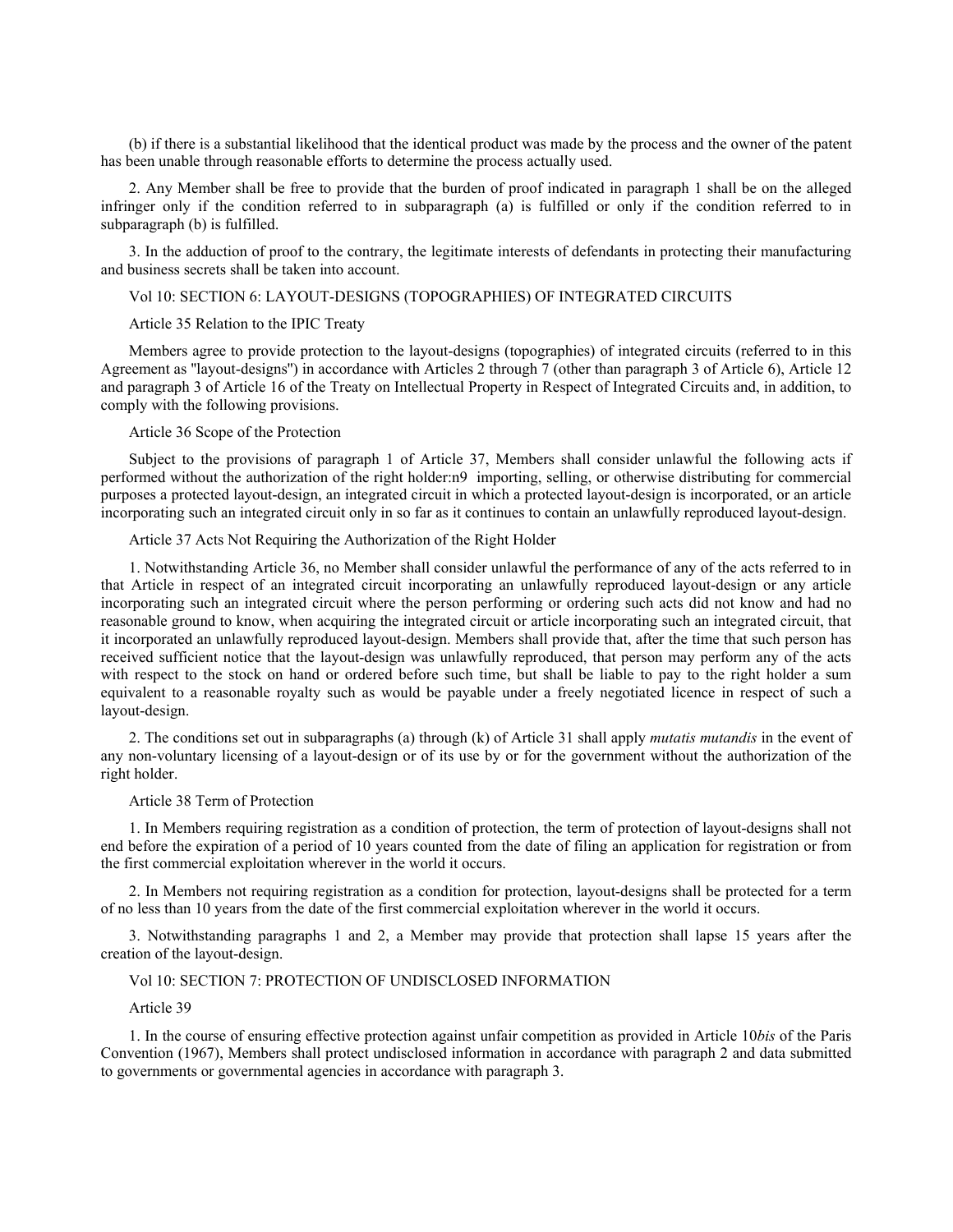(b) if there is a substantial likelihood that the identical product was made by the process and the owner of the patent has been unable through reasonable efforts to determine the process actually used.

2. Any Member shall be free to provide that the burden of proof indicated in paragraph 1 shall be on the alleged infringer only if the condition referred to in subparagraph (a) is fulfilled or only if the condition referred to in subparagraph (b) is fulfilled.

3. In the adduction of proof to the contrary, the legitimate interests of defendants in protecting their manufacturing and business secrets shall be taken into account.

Vol 10: SECTION 6: LAYOUT-DESIGNS (TOPOGRAPHIES) OF INTEGRATED CIRCUITS

Article 35 Relation to the IPIC Treaty

Members agree to provide protection to the layout-designs (topographies) of integrated circuits (referred to in this Agreement as "layout-designs") in accordance with Articles 2 through 7 (other than paragraph 3 of Article 6), Article 12 and paragraph 3 of Article 16 of the Treaty on Intellectual Property in Respect of Integrated Circuits and, in addition, to comply with the following provisions.

Article 36 Scope of the Protection

Subject to the provisions of paragraph 1 of Article 37, Members shall consider unlawful the following acts if performed without the authorization of the right holder:n9 importing, selling, or otherwise distributing for commercial purposes a protected layout-design, an integrated circuit in which a protected layout-design is incorporated, or an article incorporating such an integrated circuit only in so far as it continues to contain an unlawfully reproduced layout-design.

Article 37 Acts Not Requiring the Authorization of the Right Holder

1. Notwithstanding Article 36, no Member shall consider unlawful the performance of any of the acts referred to in that Article in respect of an integrated circuit incorporating an unlawfully reproduced layout-design or any article incorporating such an integrated circuit where the person performing or ordering such acts did not know and had no reasonable ground to know, when acquiring the integrated circuit or article incorporating such an integrated circuit, that it incorporated an unlawfully reproduced layout-design. Members shall provide that, after the time that such person has received sufficient notice that the layout-design was unlawfully reproduced, that person may perform any of the acts with respect to the stock on hand or ordered before such time, but shall be liable to pay to the right holder a sum equivalent to a reasonable royalty such as would be payable under a freely negotiated licence in respect of such a layout-design.

2. The conditions set out in subparagraphs (a) through (k) of Article 31 shall apply *mutatis mutandis* in the event of any non-voluntary licensing of a layout-design or of its use by or for the government without the authorization of the right holder.

Article 38 Term of Protection

1. In Members requiring registration as a condition of protection, the term of protection of layout-designs shall not end before the expiration of a period of 10 years counted from the date of filing an application for registration or from the first commercial exploitation wherever in the world it occurs.

2. In Members not requiring registration as a condition for protection, layout-designs shall be protected for a term of no less than 10 years from the date of the first commercial exploitation wherever in the world it occurs.

3. Notwithstanding paragraphs 1 and 2, a Member may provide that protection shall lapse 15 years after the creation of the layout-design.

Vol 10: SECTION 7: PROTECTION OF UNDISCLOSED INFORMATION

Article 39

1. In the course of ensuring effective protection against unfair competition as provided in Article 10*bis* of the Paris Convention (1967), Members shall protect undisclosed information in accordance with paragraph 2 and data submitted to governments or governmental agencies in accordance with paragraph 3.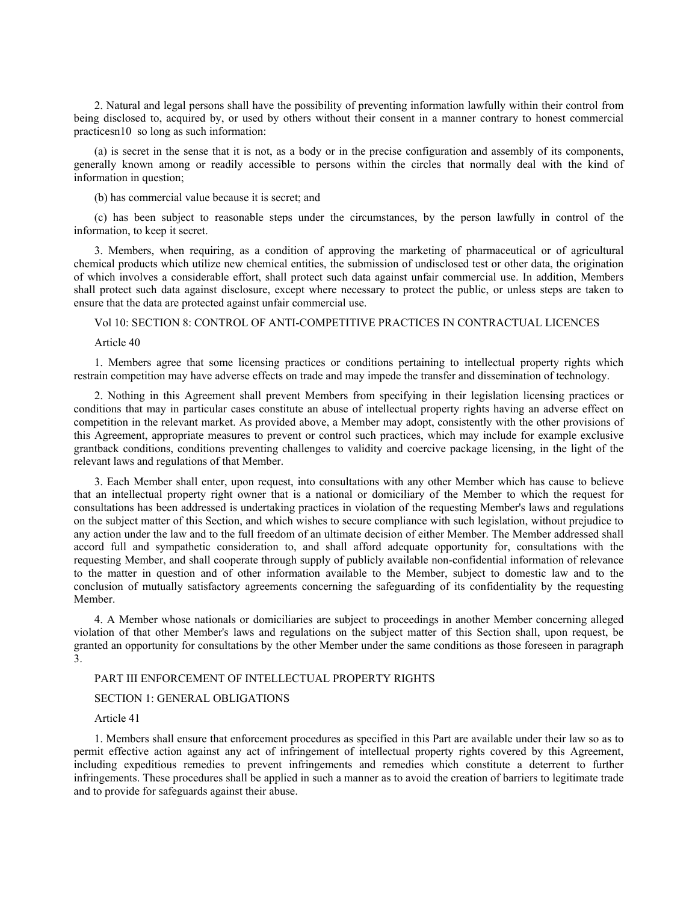2. Natural and legal persons shall have the possibility of preventing information lawfully within their control from being disclosed to, acquired by, or used by others without their consent in a manner contrary to honest commercial practicesn10 so long as such information:

(a) is secret in the sense that it is not, as a body or in the precise configuration and assembly of its components, generally known among or readily accessible to persons within the circles that normally deal with the kind of information in question;

(b) has commercial value because it is secret; and

(c) has been subject to reasonable steps under the circumstances, by the person lawfully in control of the information, to keep it secret.

3. Members, when requiring, as a condition of approving the marketing of pharmaceutical or of agricultural chemical products which utilize new chemical entities, the submission of undisclosed test or other data, the origination of which involves a considerable effort, shall protect such data against unfair commercial use. In addition, Members shall protect such data against disclosure, except where necessary to protect the public, or unless steps are taken to ensure that the data are protected against unfair commercial use.

## Vol 10: SECTION 8: CONTROL OF ANTI-COMPETITIVE PRACTICES IN CONTRACTUAL LICENCES

### Article 40

1. Members agree that some licensing practices or conditions pertaining to intellectual property rights which restrain competition may have adverse effects on trade and may impede the transfer and dissemination of technology.

2. Nothing in this Agreement shall prevent Members from specifying in their legislation licensing practices or conditions that may in particular cases constitute an abuse of intellectual property rights having an adverse effect on competition in the relevant market. As provided above, a Member may adopt, consistently with the other provisions of this Agreement, appropriate measures to prevent or control such practices, which may include for example exclusive grantback conditions, conditions preventing challenges to validity and coercive package licensing, in the light of the relevant laws and regulations of that Member.

3. Each Member shall enter, upon request, into consultations with any other Member which has cause to believe that an intellectual property right owner that is a national or domiciliary of the Member to which the request for consultations has been addressed is undertaking practices in violation of the requesting Member's laws and regulations on the subject matter of this Section, and which wishes to secure compliance with such legislation, without prejudice to any action under the law and to the full freedom of an ultimate decision of either Member. The Member addressed shall accord full and sympathetic consideration to, and shall afford adequate opportunity for, consultations with the requesting Member, and shall cooperate through supply of publicly available non-confidential information of relevance to the matter in question and of other information available to the Member, subject to domestic law and to the conclusion of mutually satisfactory agreements concerning the safeguarding of its confidentiality by the requesting Member.

4. A Member whose nationals or domiciliaries are subject to proceedings in another Member concerning alleged violation of that other Member's laws and regulations on the subject matter of this Section shall, upon request, be granted an opportunity for consultations by the other Member under the same conditions as those foreseen in paragraph 3.

# PART III ENFORCEMENT OF INTELLECTUAL PROPERTY RIGHTS

## SECTION 1: GENERAL OBLIGATIONS

### Article 41

1. Members shall ensure that enforcement procedures as specified in this Part are available under their law so as to permit effective action against any act of infringement of intellectual property rights covered by this Agreement, including expeditious remedies to prevent infringements and remedies which constitute a deterrent to further infringements. These procedures shall be applied in such a manner as to avoid the creation of barriers to legitimate trade and to provide for safeguards against their abuse.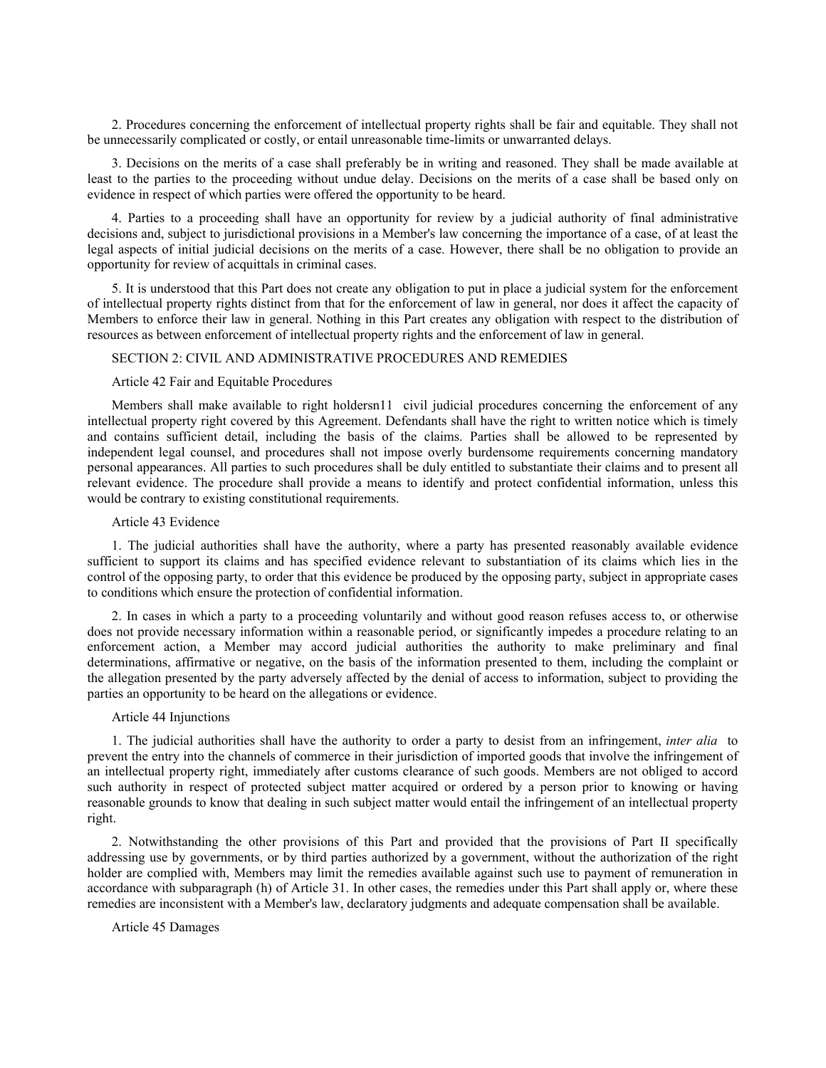2. Procedures concerning the enforcement of intellectual property rights shall be fair and equitable. They shall not be unnecessarily complicated or costly, or entail unreasonable time-limits or unwarranted delays.

3. Decisions on the merits of a case shall preferably be in writing and reasoned. They shall be made available at least to the parties to the proceeding without undue delay. Decisions on the merits of a case shall be based only on evidence in respect of which parties were offered the opportunity to be heard.

4. Parties to a proceeding shall have an opportunity for review by a judicial authority of final administrative decisions and, subject to jurisdictional provisions in a Member's law concerning the importance of a case, of at least the legal aspects of initial judicial decisions on the merits of a case. However, there shall be no obligation to provide an opportunity for review of acquittals in criminal cases.

5. It is understood that this Part does not create any obligation to put in place a judicial system for the enforcement of intellectual property rights distinct from that for the enforcement of law in general, nor does it affect the capacity of Members to enforce their law in general. Nothing in this Part creates any obligation with respect to the distribution of resources as between enforcement of intellectual property rights and the enforcement of law in general.

## SECTION 2: CIVIL AND ADMINISTRATIVE PROCEDURES AND REMEDIES

### Article 42 Fair and Equitable Procedures

Members shall make available to right holdersn11 civil judicial procedures concerning the enforcement of any intellectual property right covered by this Agreement. Defendants shall have the right to written notice which is timely and contains sufficient detail, including the basis of the claims. Parties shall be allowed to be represented by independent legal counsel, and procedures shall not impose overly burdensome requirements concerning mandatory personal appearances. All parties to such procedures shall be duly entitled to substantiate their claims and to present all relevant evidence. The procedure shall provide a means to identify and protect confidential information, unless this would be contrary to existing constitutional requirements.

### Article 43 Evidence

1. The judicial authorities shall have the authority, where a party has presented reasonably available evidence sufficient to support its claims and has specified evidence relevant to substantiation of its claims which lies in the control of the opposing party, to order that this evidence be produced by the opposing party, subject in appropriate cases to conditions which ensure the protection of confidential information.

2. In cases in which a party to a proceeding voluntarily and without good reason refuses access to, or otherwise does not provide necessary information within a reasonable period, or significantly impedes a procedure relating to an enforcement action, a Member may accord judicial authorities the authority to make preliminary and final determinations, affirmative or negative, on the basis of the information presented to them, including the complaint or the allegation presented by the party adversely affected by the denial of access to information, subject to providing the parties an opportunity to be heard on the allegations or evidence.

### Article 44 Injunctions

1. The judicial authorities shall have the authority to order a party to desist from an infringement, *inter alia* to prevent the entry into the channels of commerce in their jurisdiction of imported goods that involve the infringement of an intellectual property right, immediately after customs clearance of such goods. Members are not obliged to accord such authority in respect of protected subject matter acquired or ordered by a person prior to knowing or having reasonable grounds to know that dealing in such subject matter would entail the infringement of an intellectual property right.

2. Notwithstanding the other provisions of this Part and provided that the provisions of Part II specifically addressing use by governments, or by third parties authorized by a government, without the authorization of the right holder are complied with, Members may limit the remedies available against such use to payment of remuneration in accordance with subparagraph (h) of Article 31. In other cases, the remedies under this Part shall apply or, where these remedies are inconsistent with a Member's law, declaratory judgments and adequate compensation shall be available.

### Article 45 Damages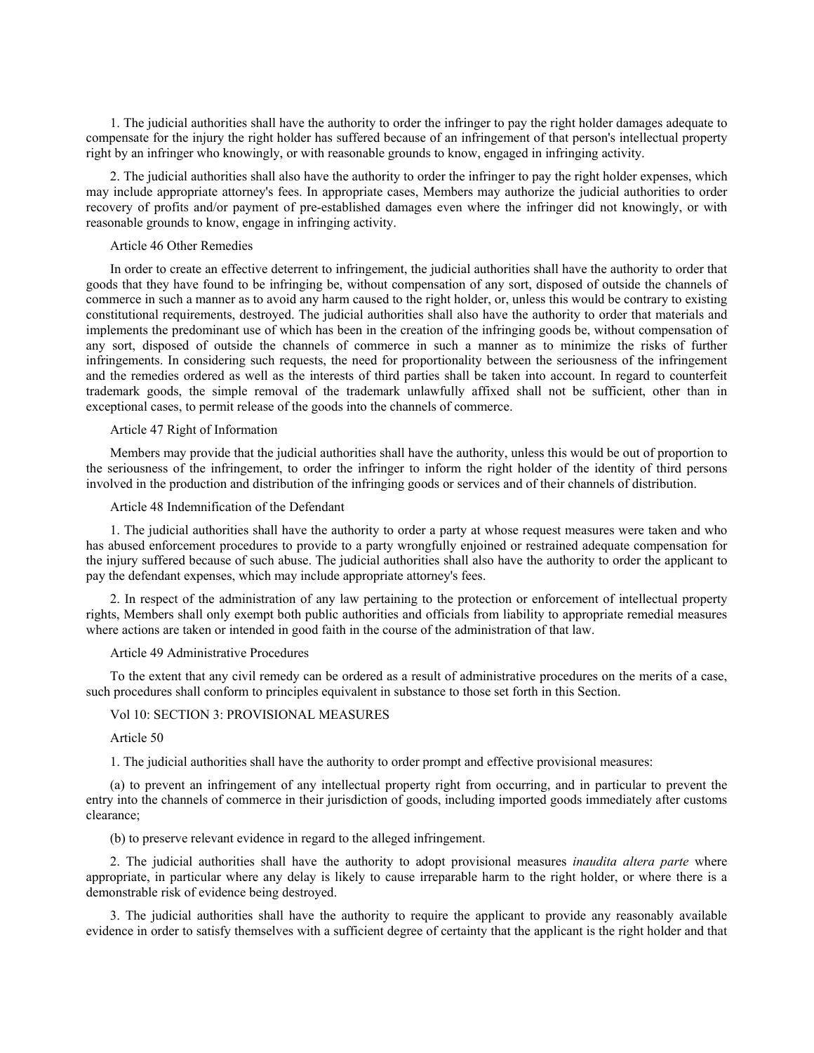1. The judicial authorities shall have the authority to order the infringer to pay the right holder damages adequate to compensate for the injury the right holder has suffered because of an infringement of that person's intellectual property right by an infringer who knowingly, or with reasonable grounds to know, engaged in infringing activity.

2. The judicial authorities shall also have the authority to order the infringer to pay the right holder expenses, which may include appropriate attorney's fees. In appropriate cases, Members may authorize the judicial authorities to order recovery of profits and/or payment of pre-established damages even where the infringer did not knowingly, or with reasonable grounds to know, engage in infringing activity.

Article 46 Other Remedies

In order to create an effective deterrent to infringement, the judicial authorities shall have the authority to order that goods that they have found to be infringing be, without compensation of any sort, disposed of outside the channels of commerce in such a manner as to avoid any harm caused to the right holder, or, unless this would be contrary to existing constitutional requirements, destroyed. The judicial authorities shall also have the authority to order that materials and implements the predominant use of which has been in the creation of the infringing goods be, without compensation of any sort, disposed of outside the channels of commerce in such a manner as to minimize the risks of further infringements. In considering such requests, the need for proportionality between the seriousness of the infringement and the remedies ordered as well as the interests of third parties shall be taken into account. In regard to counterfeit trademark goods, the simple removal of the trademark unlawfully affixed shall not be sufficient, other than in exceptional cases, to permit release of the goods into the channels of commerce.

Article 47 Right of Information

Members may provide that the judicial authorities shall have the authority, unless this would be out of proportion to the seriousness of the infringement, to order the infringer to inform the right holder of the identity of third persons involved in the production and distribution of the infringing goods or services and of their channels of distribution.

Article 48 Indemnification of the Defendant

1. The judicial authorities shall have the authority to order a party at whose request measures were taken and who has abused enforcement procedures to provide to a party wrongfully enjoined or restrained adequate compensation for the injury suffered because of such abuse. The judicial authorities shall also have the authority to order the applicant to pay the defendant expenses, which may include appropriate attorney's fees.

2. In respect of the administration of any law pertaining to the protection or enforcement of intellectual property rights, Members shall only exempt both public authorities and officials from liability to appropriate remedial measures where actions are taken or intended in good faith in the course of the administration of that law.

Article 49 Administrative Procedures

To the extent that any civil remedy can be ordered as a result of administrative procedures on the merits of a case, such procedures shall conform to principles equivalent in substance to those set forth in this Section.

Vol 10: SECTION 3: PROVISIONAL MEASURES

Article 50

1. The judicial authorities shall have the authority to order prompt and effective provisional measures:

(a) to prevent an infringement of any intellectual property right from occurring, and in particular to prevent the entry into the channels of commerce in their jurisdiction of goods, including imported goods immediately after customs clearance;

(b) to preserve relevant evidence in regard to the alleged infringement.

2. The judicial authorities shall have the authority to adopt provisional measures *inaudita altera parte* where appropriate, in particular where any delay is likely to cause irreparable harm to the right holder, or where there is a demonstrable risk of evidence being destroyed.

3. The judicial authorities shall have the authority to require the applicant to provide any reasonably available evidence in order to satisfy themselves with a sufficient degree of certainty that the applicant is the right holder and that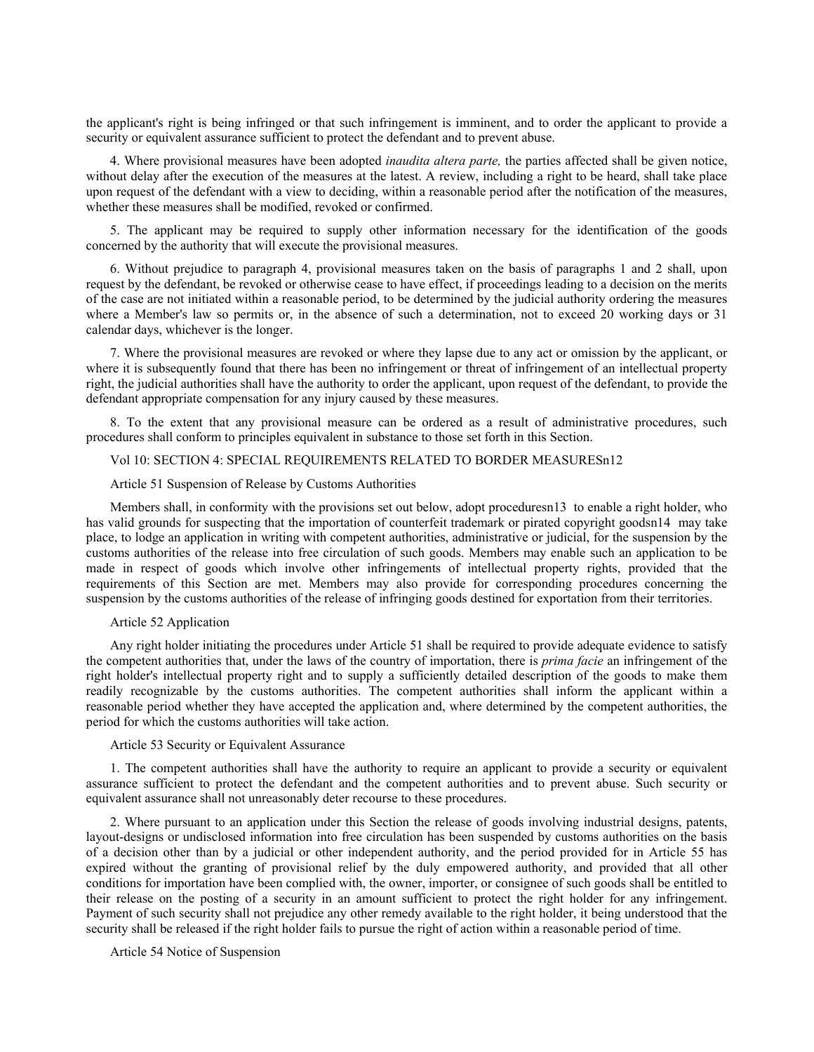the applicant's right is being infringed or that such infringement is imminent, and to order the applicant to provide a security or equivalent assurance sufficient to protect the defendant and to prevent abuse.

4. Where provisional measures have been adopted *inaudita altera parte,* the parties affected shall be given notice, without delay after the execution of the measures at the latest. A review, including a right to be heard, shall take place upon request of the defendant with a view to deciding, within a reasonable period after the notification of the measures, whether these measures shall be modified, revoked or confirmed.

5. The applicant may be required to supply other information necessary for the identification of the goods concerned by the authority that will execute the provisional measures.

6. Without prejudice to paragraph 4, provisional measures taken on the basis of paragraphs 1 and 2 shall, upon request by the defendant, be revoked or otherwise cease to have effect, if proceedings leading to a decision on the merits of the case are not initiated within a reasonable period, to be determined by the judicial authority ordering the measures where a Member's law so permits or, in the absence of such a determination, not to exceed 20 working days or 31 calendar days, whichever is the longer.

7. Where the provisional measures are revoked or where they lapse due to any act or omission by the applicant, or where it is subsequently found that there has been no infringement or threat of infringement of an intellectual property right, the judicial authorities shall have the authority to order the applicant, upon request of the defendant, to provide the defendant appropriate compensation for any injury caused by these measures.

8. To the extent that any provisional measure can be ordered as a result of administrative procedures, such procedures shall conform to principles equivalent in substance to those set forth in this Section.

Vol 10: SECTION 4: SPECIAL REQUIREMENTS RELATED TO BORDER MEASURESn12

Article 51 Suspension of Release by Customs Authorities

Members shall, in conformity with the provisions set out below, adopt proceduresn13 to enable a right holder, who has valid grounds for suspecting that the importation of counterfeit trademark or pirated copyright goodsn14 may take place, to lodge an application in writing with competent authorities, administrative or judicial, for the suspension by the customs authorities of the release into free circulation of such goods. Members may enable such an application to be made in respect of goods which involve other infringements of intellectual property rights, provided that the requirements of this Section are met. Members may also provide for corresponding procedures concerning the suspension by the customs authorities of the release of infringing goods destined for exportation from their territories.

Article 52 Application

Any right holder initiating the procedures under Article 51 shall be required to provide adequate evidence to satisfy the competent authorities that, under the laws of the country of importation, there is *prima facie* an infringement of the right holder's intellectual property right and to supply a sufficiently detailed description of the goods to make them readily recognizable by the customs authorities. The competent authorities shall inform the applicant within a reasonable period whether they have accepted the application and, where determined by the competent authorities, the period for which the customs authorities will take action.

Article 53 Security or Equivalent Assurance

1. The competent authorities shall have the authority to require an applicant to provide a security or equivalent assurance sufficient to protect the defendant and the competent authorities and to prevent abuse. Such security or equivalent assurance shall not unreasonably deter recourse to these procedures.

2. Where pursuant to an application under this Section the release of goods involving industrial designs, patents, layout-designs or undisclosed information into free circulation has been suspended by customs authorities on the basis of a decision other than by a judicial or other independent authority, and the period provided for in Article 55 has expired without the granting of provisional relief by the duly empowered authority, and provided that all other conditions for importation have been complied with, the owner, importer, or consignee of such goods shall be entitled to their release on the posting of a security in an amount sufficient to protect the right holder for any infringement. Payment of such security shall not prejudice any other remedy available to the right holder, it being understood that the security shall be released if the right holder fails to pursue the right of action within a reasonable period of time.

Article 54 Notice of Suspension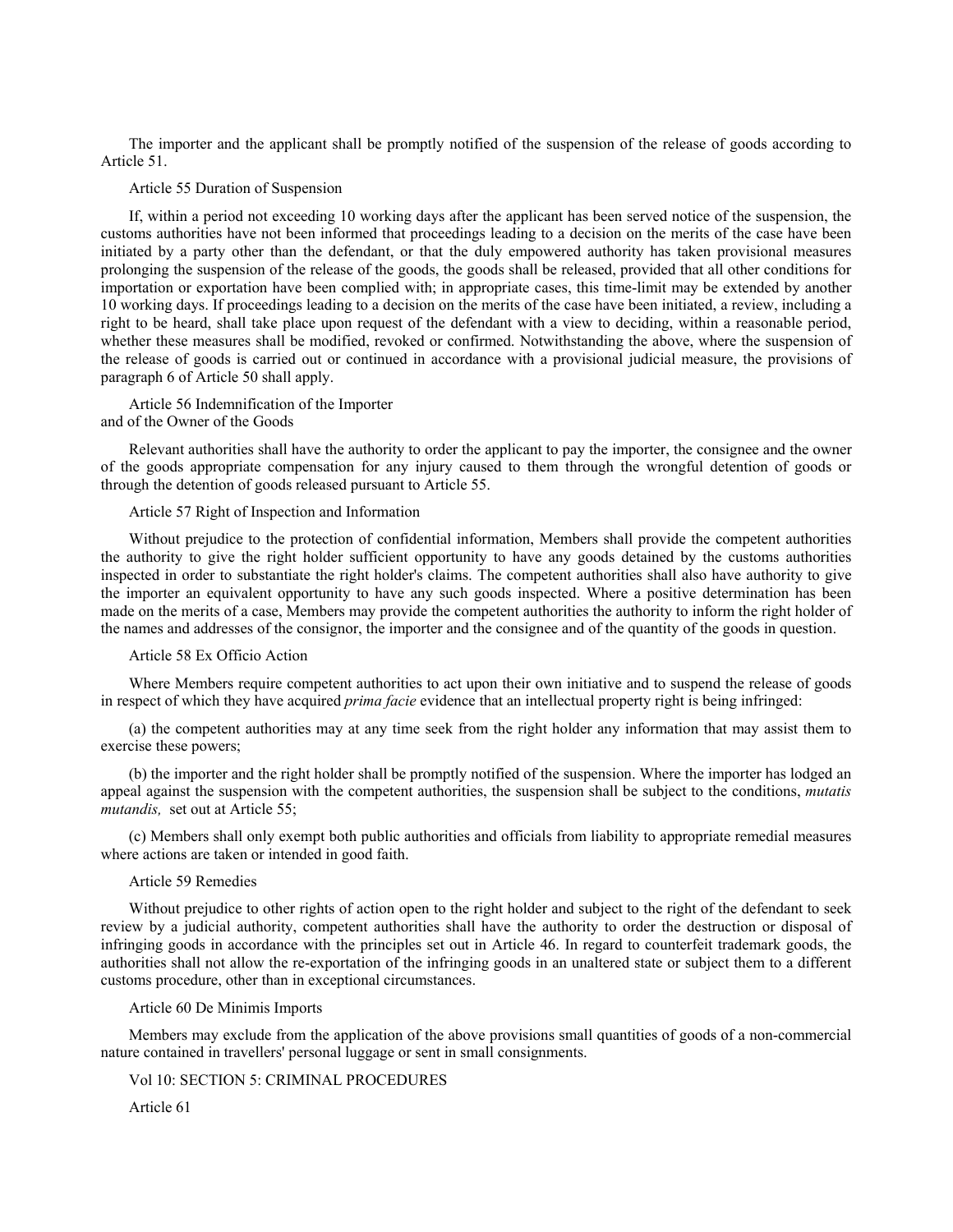The importer and the applicant shall be promptly notified of the suspension of the release of goods according to Article 51.

Article 55 Duration of Suspension

If, within a period not exceeding 10 working days after the applicant has been served notice of the suspension, the customs authorities have not been informed that proceedings leading to a decision on the merits of the case have been initiated by a party other than the defendant, or that the duly empowered authority has taken provisional measures prolonging the suspension of the release of the goods, the goods shall be released, provided that all other conditions for importation or exportation have been complied with; in appropriate cases, this time-limit may be extended by another 10 working days. If proceedings leading to a decision on the merits of the case have been initiated, a review, including a right to be heard, shall take place upon request of the defendant with a view to deciding, within a reasonable period, whether these measures shall be modified, revoked or confirmed. Notwithstanding the above, where the suspension of the release of goods is carried out or continued in accordance with a provisional judicial measure, the provisions of paragraph 6 of Article 50 shall apply.

Article 56 Indemnification of the Importer and of the Owner of the Goods

Relevant authorities shall have the authority to order the applicant to pay the importer, the consignee and the owner of the goods appropriate compensation for any injury caused to them through the wrongful detention of goods or through the detention of goods released pursuant to Article 55.

Article 57 Right of Inspection and Information

Without prejudice to the protection of confidential information, Members shall provide the competent authorities the authority to give the right holder sufficient opportunity to have any goods detained by the customs authorities inspected in order to substantiate the right holder's claims. The competent authorities shall also have authority to give the importer an equivalent opportunity to have any such goods inspected. Where a positive determination has been made on the merits of a case, Members may provide the competent authorities the authority to inform the right holder of the names and addresses of the consignor, the importer and the consignee and of the quantity of the goods in question.

Article 58 Ex Officio Action

Where Members require competent authorities to act upon their own initiative and to suspend the release of goods in respect of which they have acquired *prima facie* evidence that an intellectual property right is being infringed:

(a) the competent authorities may at any time seek from the right holder any information that may assist them to exercise these powers;

(b) the importer and the right holder shall be promptly notified of the suspension. Where the importer has lodged an appeal against the suspension with the competent authorities, the suspension shall be subject to the conditions, *mutatis mutandis,* set out at Article 55;

(c) Members shall only exempt both public authorities and officials from liability to appropriate remedial measures where actions are taken or intended in good faith.

Article 59 Remedies

Without prejudice to other rights of action open to the right holder and subject to the right of the defendant to seek review by a judicial authority, competent authorities shall have the authority to order the destruction or disposal of infringing goods in accordance with the principles set out in Article 46. In regard to counterfeit trademark goods, the authorities shall not allow the re-exportation of the infringing goods in an unaltered state or subject them to a different customs procedure, other than in exceptional circumstances.

Article 60 De Minimis Imports

Members may exclude from the application of the above provisions small quantities of goods of a non-commercial nature contained in travellers' personal luggage or sent in small consignments.

Vol 10: SECTION 5: CRIMINAL PROCEDURES

Article 61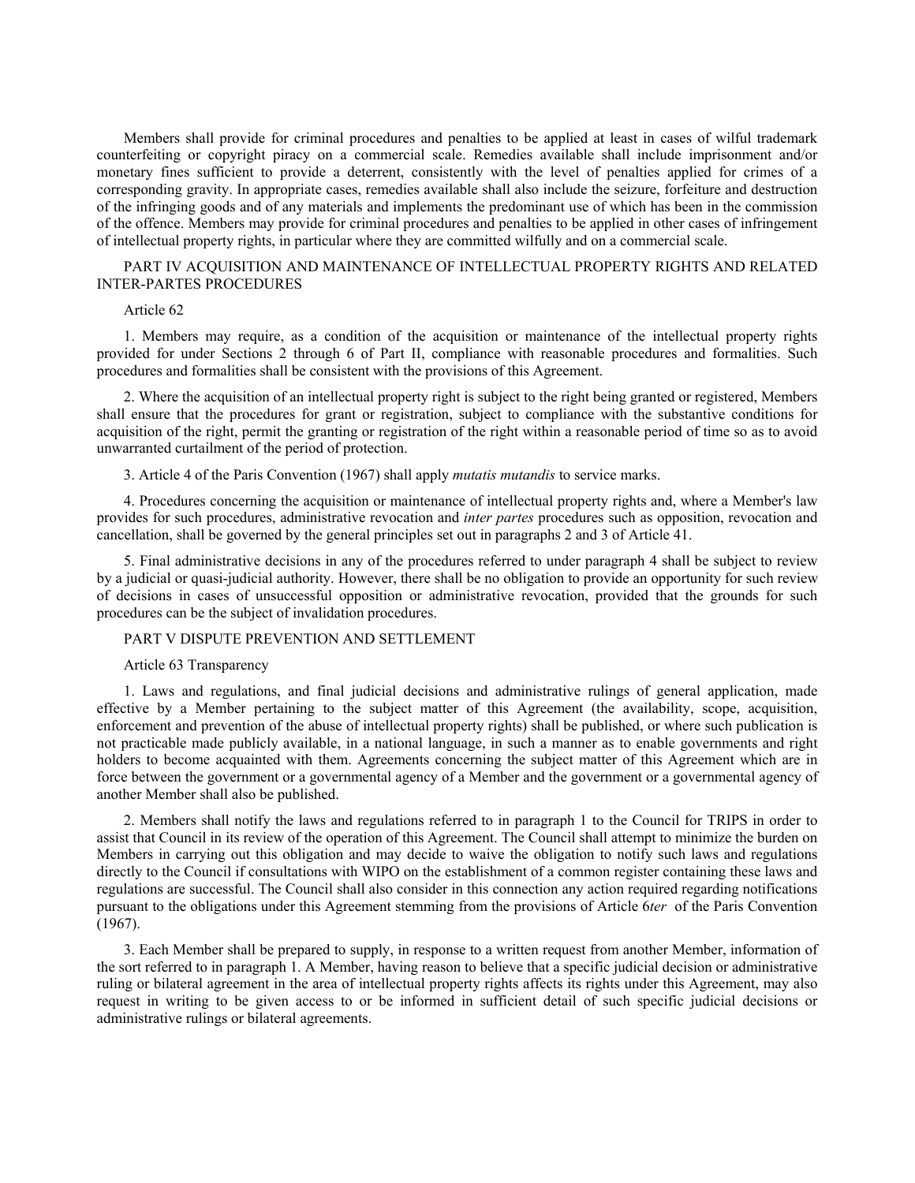Members shall provide for criminal procedures and penalties to be applied at least in cases of wilful trademark counterfeiting or copyright piracy on a commercial scale. Remedies available shall include imprisonment and/or monetary fines sufficient to provide a deterrent, consistently with the level of penalties applied for crimes of a corresponding gravity. In appropriate cases, remedies available shall also include the seizure, forfeiture and destruction of the infringing goods and of any materials and implements the predominant use of which has been in the commission of the offence. Members may provide for criminal procedures and penalties to be applied in other cases of infringement of intellectual property rights, in particular where they are committed wilfully and on a commercial scale.

## PART IV ACQUISITION AND MAINTENANCE OF INTELLECTUAL PROPERTY RIGHTS AND RELATED INTER-PARTES PROCEDURES

### Article 62

1. Members may require, as a condition of the acquisition or maintenance of the intellectual property rights provided for under Sections 2 through 6 of Part II, compliance with reasonable procedures and formalities. Such procedures and formalities shall be consistent with the provisions of this Agreement.

2. Where the acquisition of an intellectual property right is subject to the right being granted or registered, Members shall ensure that the procedures for grant or registration, subject to compliance with the substantive conditions for acquisition of the right, permit the granting or registration of the right within a reasonable period of time so as to avoid unwarranted curtailment of the period of protection.

3. Article 4 of the Paris Convention (1967) shall apply *mutatis mutandis* to service marks.

4. Procedures concerning the acquisition or maintenance of intellectual property rights and, where a Member's law provides for such procedures, administrative revocation and *inter partes* procedures such as opposition, revocation and cancellation, shall be governed by the general principles set out in paragraphs 2 and 3 of Article 41.

5. Final administrative decisions in any of the procedures referred to under paragraph 4 shall be subject to review by a judicial or quasi-judicial authority. However, there shall be no obligation to provide an opportunity for such review of decisions in cases of unsuccessful opposition or administrative revocation, provided that the grounds for such procedures can be the subject of invalidation procedures.

## PART V DISPUTE PREVENTION AND SETTLEMENT

### Article 63 Transparency

1. Laws and regulations, and final judicial decisions and administrative rulings of general application, made effective by a Member pertaining to the subject matter of this Agreement (the availability, scope, acquisition, enforcement and prevention of the abuse of intellectual property rights) shall be published, or where such publication is not practicable made publicly available, in a national language, in such a manner as to enable governments and right holders to become acquainted with them. Agreements concerning the subject matter of this Agreement which are in force between the government or a governmental agency of a Member and the government or a governmental agency of another Member shall also be published.

2. Members shall notify the laws and regulations referred to in paragraph 1 to the Council for TRIPS in order to assist that Council in its review of the operation of this Agreement. The Council shall attempt to minimize the burden on Members in carrying out this obligation and may decide to waive the obligation to notify such laws and regulations directly to the Council if consultations with WIPO on the establishment of a common register containing these laws and regulations are successful. The Council shall also consider in this connection any action required regarding notifications pursuant to the obligations under this Agreement stemming from the provisions of Article 6*ter* of the Paris Convention (1967).

3. Each Member shall be prepared to supply, in response to a written request from another Member, information of the sort referred to in paragraph 1. A Member, having reason to believe that a specific judicial decision or administrative ruling or bilateral agreement in the area of intellectual property rights affects its rights under this Agreement, may also request in writing to be given access to or be informed in sufficient detail of such specific judicial decisions or administrative rulings or bilateral agreements.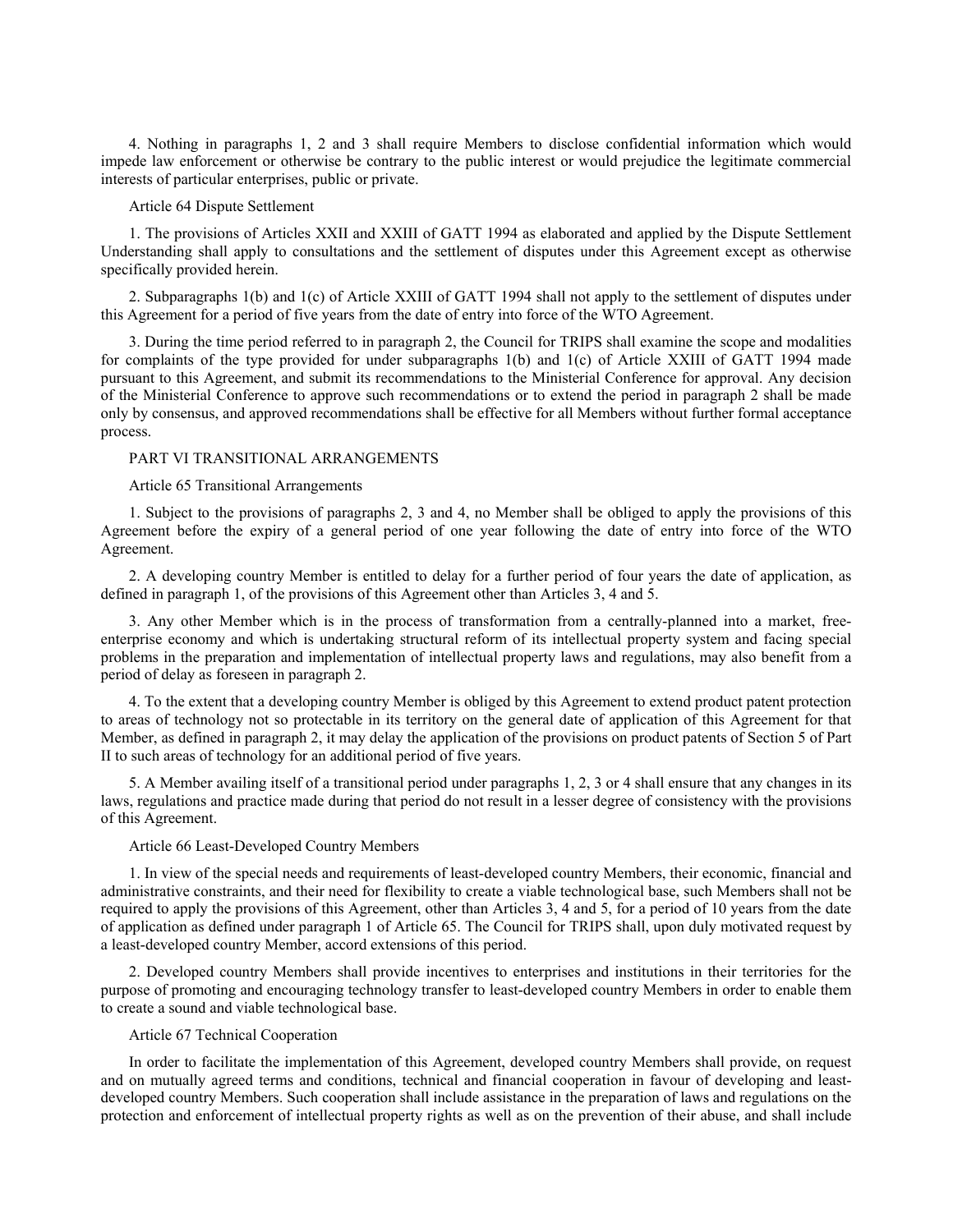4. Nothing in paragraphs 1, 2 and 3 shall require Members to disclose confidential information which would impede law enforcement or otherwise be contrary to the public interest or would prejudice the legitimate commercial interests of particular enterprises, public or private.

### Article 64 Dispute Settlement

1. The provisions of Articles XXII and XXIII of GATT 1994 as elaborated and applied by the Dispute Settlement Understanding shall apply to consultations and the settlement of disputes under this Agreement except as otherwise specifically provided herein.

2. Subparagraphs 1(b) and 1(c) of Article XXIII of GATT 1994 shall not apply to the settlement of disputes under this Agreement for a period of five years from the date of entry into force of the WTO Agreement.

3. During the time period referred to in paragraph 2, the Council for TRIPS shall examine the scope and modalities for complaints of the type provided for under subparagraphs 1(b) and 1(c) of Article XXIII of GATT 1994 made pursuant to this Agreement, and submit its recommendations to the Ministerial Conference for approval. Any decision of the Ministerial Conference to approve such recommendations or to extend the period in paragraph 2 shall be made only by consensus, and approved recommendations shall be effective for all Members without further formal acceptance process.

## PART VI TRANSITIONAL ARRANGEMENTS

### Article 65 Transitional Arrangements

1. Subject to the provisions of paragraphs 2, 3 and 4, no Member shall be obliged to apply the provisions of this Agreement before the expiry of a general period of one year following the date of entry into force of the WTO Agreement.

2. A developing country Member is entitled to delay for a further period of four years the date of application, as defined in paragraph 1, of the provisions of this Agreement other than Articles 3, 4 and 5.

3. Any other Member which is in the process of transformation from a centrally-planned into a market, free-enterprise economy and which is undertaking structural reform of its intellectual property system and facing special problems in the preparation and implementation of intellectual property laws and regulations, may also benefit from a period of delay as foreseen in paragraph 2.

4. To the extent that a developing country Member is obliged by this Agreement to extend product patent protection to areas of technology not so protectable in its territory on the general date of application of this Agreement for that Member, as defined in paragraph 2, it may delay the application of the provisions on product patents of Section 5 of Part II to such areas of technology for an additional period of five years.

5. A Member availing itself of a transitional period under paragraphs 1, 2, 3 or 4 shall ensure that any changes in its laws, regulations and practice made during that period do not result in a lesser degree of consistency with the provisions of this Agreement.

### Article 66 Least-Developed Country Members

1. In view of the special needs and requirements of least-developed country Members, their economic, financial and administrative constraints, and their need for flexibility to create a viable technological base, such Members shall not be required to apply the provisions of this Agreement, other than Articles 3, 4 and 5, for a period of 10 years from the date of application as defined under paragraph 1 of Article 65. The Council for TRIPS shall, upon duly motivated request by a least-developed country Member, accord extensions of this period.

2. Developed country Members shall provide incentives to enterprises and institutions in their territories for the purpose of promoting and encouraging technology transfer to least-developed country Members in order to enable them to create a sound and viable technological base.

### Article 67 Technical Cooperation

In order to facilitate the implementation of this Agreement, developed country Members shall provide, on request and on mutually agreed terms and conditions, technical and financial cooperation in favour of developing and least-developed country Members. Such cooperation shall include assistance in the preparation of laws and regulations on the protection and enforcement of intellectual property rights as well as on the prevention of their abuse, and shall include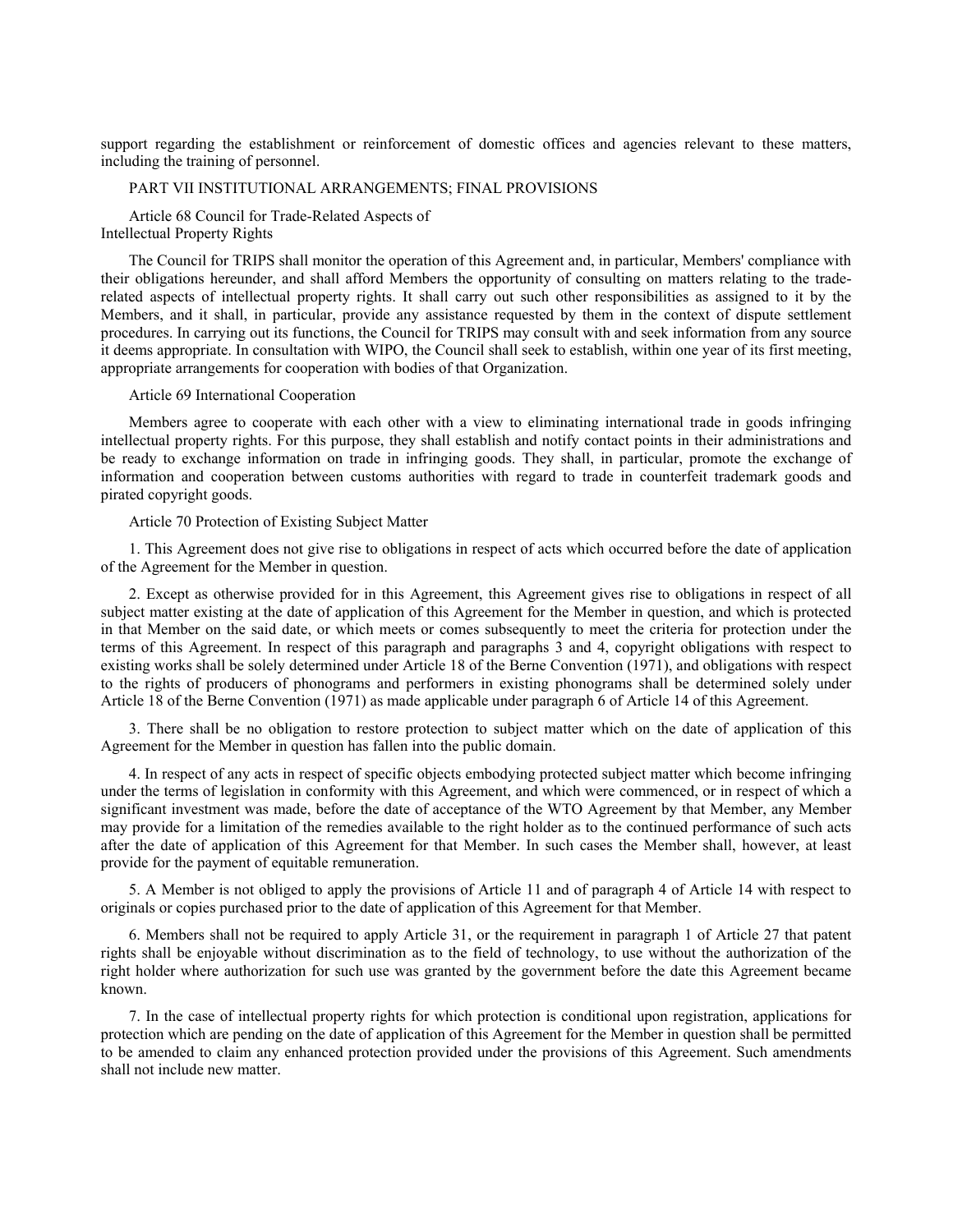support regarding the establishment or reinforcement of domestic offices and agencies relevant to these matters, including the training of personnel.

## PART VII INSTITUTIONAL ARRANGEMENTS; FINAL PROVISIONS

### Article 68 Council for Trade-Related Aspects of Intellectual Property Rights

The Council for TRIPS shall monitor the operation of this Agreement and, in particular, Members' compliance with their obligations hereunder, and shall afford Members the opportunity of consulting on matters relating to the trade-related aspects of intellectual property rights. It shall carry out such other responsibilities as assigned to it by the Members, and it shall, in particular, provide any assistance requested by them in the context of dispute settlement procedures. In carrying out its functions, the Council for TRIPS may consult with and seek information from any source it deems appropriate. In consultation with WIPO, the Council shall seek to establish, within one year of its first meeting, appropriate arrangements for cooperation with bodies of that Organization.

### Article 69 International Cooperation

Members agree to cooperate with each other with a view to eliminating international trade in goods infringing intellectual property rights. For this purpose, they shall establish and notify contact points in their administrations and be ready to exchange information on trade in infringing goods. They shall, in particular, promote the exchange of information and cooperation between customs authorities with regard to trade in counterfeit trademark goods and pirated copyright goods.

### Article 70 Protection of Existing Subject Matter

1. This Agreement does not give rise to obligations in respect of acts which occurred before the date of application of the Agreement for the Member in question.

2. Except as otherwise provided for in this Agreement, this Agreement gives rise to obligations in respect of all subject matter existing at the date of application of this Agreement for the Member in question, and which is protected in that Member on the said date, or which meets or comes subsequently to meet the criteria for protection under the terms of this Agreement. In respect of this paragraph and paragraphs 3 and 4, copyright obligations with respect to existing works shall be solely determined under Article 18 of the Berne Convention (1971), and obligations with respect to the rights of producers of phonograms and performers in existing phonograms shall be determined solely under Article 18 of the Berne Convention (1971) as made applicable under paragraph 6 of Article 14 of this Agreement.

3. There shall be no obligation to restore protection to subject matter which on the date of application of this Agreement for the Member in question has fallen into the public domain.

4. In respect of any acts in respect of specific objects embodying protected subject matter which become infringing under the terms of legislation in conformity with this Agreement, and which were commenced, or in respect of which a significant investment was made, before the date of acceptance of the WTO Agreement by that Member, any Member may provide for a limitation of the remedies available to the right holder as to the continued performance of such acts after the date of application of this Agreement for that Member. In such cases the Member shall, however, at least provide for the payment of equitable remuneration.

5. A Member is not obliged to apply the provisions of Article 11 and of paragraph 4 of Article 14 with respect to originals or copies purchased prior to the date of application of this Agreement for that Member.

6. Members shall not be required to apply Article 31, or the requirement in paragraph 1 of Article 27 that patent rights shall be enjoyable without discrimination as to the field of technology, to use without the authorization of the right holder where authorization for such use was granted by the government before the date this Agreement became known.

7. In the case of intellectual property rights for which protection is conditional upon registration, applications for protection which are pending on the date of application of this Agreement for the Member in question shall be permitted to be amended to claim any enhanced protection provided under the provisions of this Agreement. Such amendments shall not include new matter.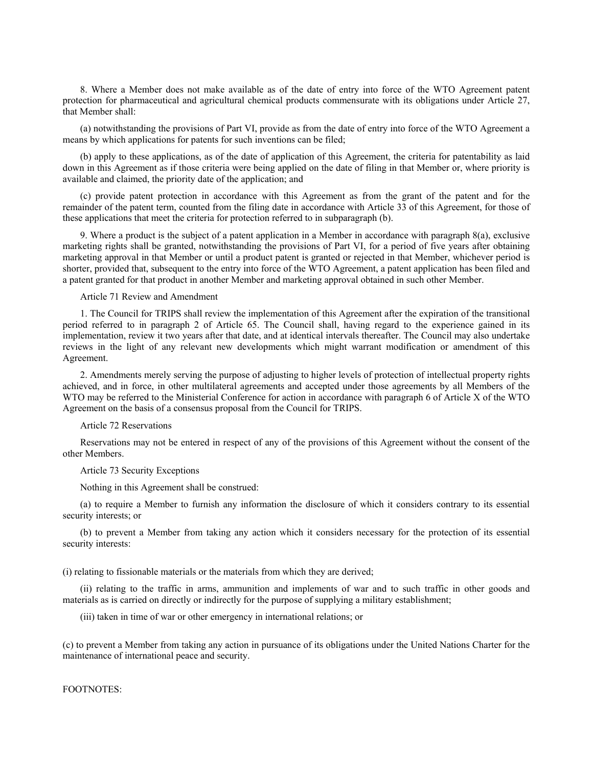8. Where a Member does not make available as of the date of entry into force of the WTO Agreement patent protection for pharmaceutical and agricultural chemical products commensurate with its obligations under Article 27, that Member shall:

(a) notwithstanding the provisions of Part VI, provide as from the date of entry into force of the WTO Agreement a means by which applications for patents for such inventions can be filed;

(b) apply to these applications, as of the date of application of this Agreement, the criteria for patentability as laid down in this Agreement as if those criteria were being applied on the date of filing in that Member or, where priority is available and claimed, the priority date of the application; and

(c) provide patent protection in accordance with this Agreement as from the grant of the patent and for the remainder of the patent term, counted from the filing date in accordance with Article 33 of this Agreement, for those of these applications that meet the criteria for protection referred to in subparagraph (b).

9. Where a product is the subject of a patent application in a Member in accordance with paragraph 8(a), exclusive marketing rights shall be granted, notwithstanding the provisions of Part VI, for a period of five years after obtaining marketing approval in that Member or until a product patent is granted or rejected in that Member, whichever period is shorter, provided that, subsequent to the entry into force of the WTO Agreement, a patent application has been filed and a patent granted for that product in another Member and marketing approval obtained in such other Member.

Article 71 Review and Amendment

1. The Council for TRIPS shall review the implementation of this Agreement after the expiration of the transitional period referred to in paragraph 2 of Article 65. The Council shall, having regard to the experience gained in its implementation, review it two years after that date, and at identical intervals thereafter. The Council may also undertake reviews in the light of any relevant new developments which might warrant modification or amendment of this Agreement.

2. Amendments merely serving the purpose of adjusting to higher levels of protection of intellectual property rights achieved, and in force, in other multilateral agreements and accepted under those agreements by all Members of the WTO may be referred to the Ministerial Conference for action in accordance with paragraph 6 of Article X of the WTO Agreement on the basis of a consensus proposal from the Council for TRIPS.

Article 72 Reservations

Reservations may not be entered in respect of any of the provisions of this Agreement without the consent of the other Members.

Article 73 Security Exceptions

Nothing in this Agreement shall be construed:

(a) to require a Member to furnish any information the disclosure of which it considers contrary to its essential security interests; or

(b) to prevent a Member from taking any action which it considers necessary for the protection of its essential security interests:

(i) relating to fissionable materials or the materials from which they are derived;

(ii) relating to the traffic in arms, ammunition and implements of war and to such traffic in other goods and materials as is carried on directly or indirectly for the purpose of supplying a military establishment;

(iii) taken in time of war or other emergency in international relations; or

(c) to prevent a Member from taking any action in pursuance of its obligations under the United Nations Charter for the maintenance of international peace and security.

FOOTNOTES: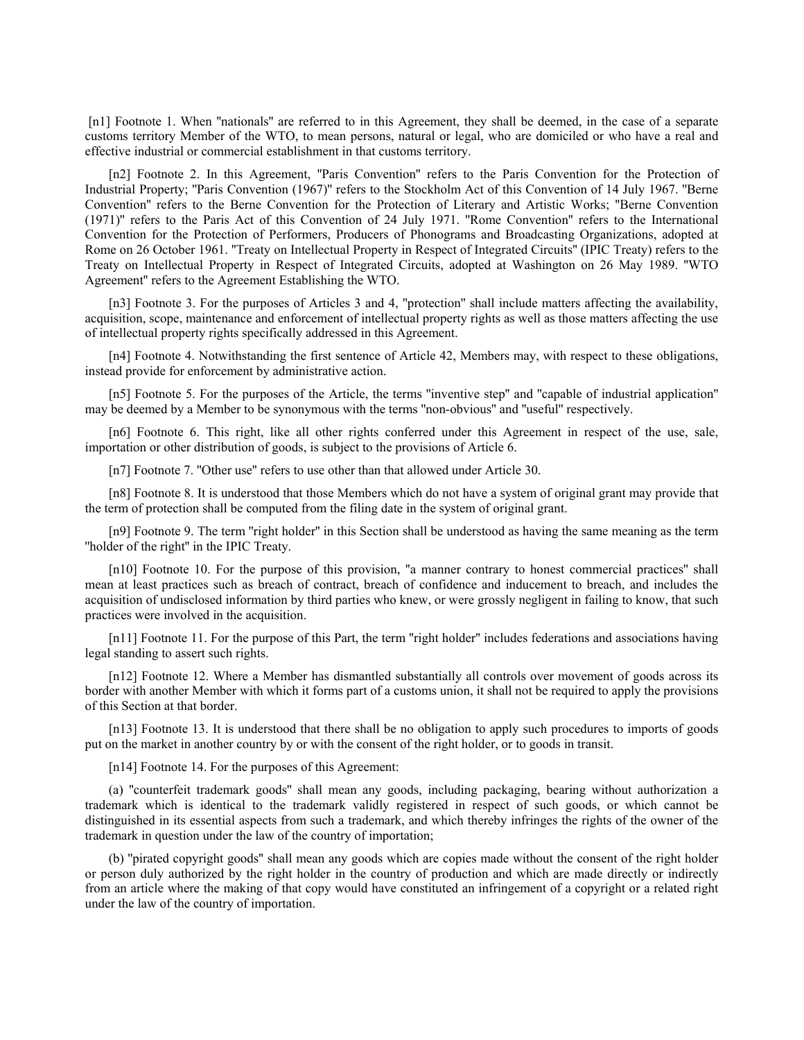[n1] Footnote 1. When "nationals" are referred to in this Agreement, they shall be deemed, in the case of a separate customs territory Member of the WTO, to mean persons, natural or legal, who are domiciled or who have a real and effective industrial or commercial establishment in that customs territory.

[n2] Footnote 2. In this Agreement, "Paris Convention" refers to the Paris Convention for the Protection of Industrial Property; "Paris Convention (1967)" refers to the Stockholm Act of this Convention of 14 July 1967. "Berne Convention" refers to the Berne Convention for the Protection of Literary and Artistic Works; "Berne Convention (1971)" refers to the Paris Act of this Convention of 24 July 1971. "Rome Convention" refers to the International Convention for the Protection of Performers, Producers of Phonograms and Broadcasting Organizations, adopted at Rome on 26 October 1961. "Treaty on Intellectual Property in Respect of Integrated Circuits" (IPIC Treaty) refers to the Treaty on Intellectual Property in Respect of Integrated Circuits, adopted at Washington on 26 May 1989. "WTO Agreement" refers to the Agreement Establishing the WTO.

[n3] Footnote 3. For the purposes of Articles 3 and 4, "protection" shall include matters affecting the availability, acquisition, scope, maintenance and enforcement of intellectual property rights as well as those matters affecting the use of intellectual property rights specifically addressed in this Agreement.

[n4] Footnote 4. Notwithstanding the first sentence of Article 42, Members may, with respect to these obligations, instead provide for enforcement by administrative action.

[n5] Footnote 5. For the purposes of the Article, the terms "inventive step" and "capable of industrial application" may be deemed by a Member to be synonymous with the terms "non-obvious" and "useful" respectively.

[n6] Footnote 6. This right, like all other rights conferred under this Agreement in respect of the use, sale, importation or other distribution of goods, is subject to the provisions of Article 6.

[n7] Footnote 7. "Other use" refers to use other than that allowed under Article 30.

[n8] Footnote 8. It is understood that those Members which do not have a system of original grant may provide that the term of protection shall be computed from the filing date in the system of original grant.

[n9] Footnote 9. The term "right holder" in this Section shall be understood as having the same meaning as the term "holder of the right" in the IPIC Treaty.

[n10] Footnote 10. For the purpose of this provision, "a manner contrary to honest commercial practices" shall mean at least practices such as breach of contract, breach of confidence and inducement to breach, and includes the acquisition of undisclosed information by third parties who knew, or were grossly negligent in failing to know, that such practices were involved in the acquisition.

[n11] Footnote 11. For the purpose of this Part, the term "right holder" includes federations and associations having legal standing to assert such rights.

[n12] Footnote 12. Where a Member has dismantled substantially all controls over movement of goods across its border with another Member with which it forms part of a customs union, it shall not be required to apply the provisions of this Section at that border.

[n13] Footnote 13. It is understood that there shall be no obligation to apply such procedures to imports of goods put on the market in another country by or with the consent of the right holder, or to goods in transit.

[n14] Footnote 14. For the purposes of this Agreement:

(a) "counterfeit trademark goods" shall mean any goods, including packaging, bearing without authorization a trademark which is identical to the trademark validly registered in respect of such goods, or which cannot be distinguished in its essential aspects from such a trademark, and which thereby infringes the rights of the owner of the trademark in question under the law of the country of importation;

(b) "pirated copyright goods" shall mean any goods which are copies made without the consent of the right holder or person duly authorized by the right holder in the country of production and which are made directly or indirectly from an article where the making of that copy would have constituted an infringement of a copyright or a related right under the law of the country of importation.